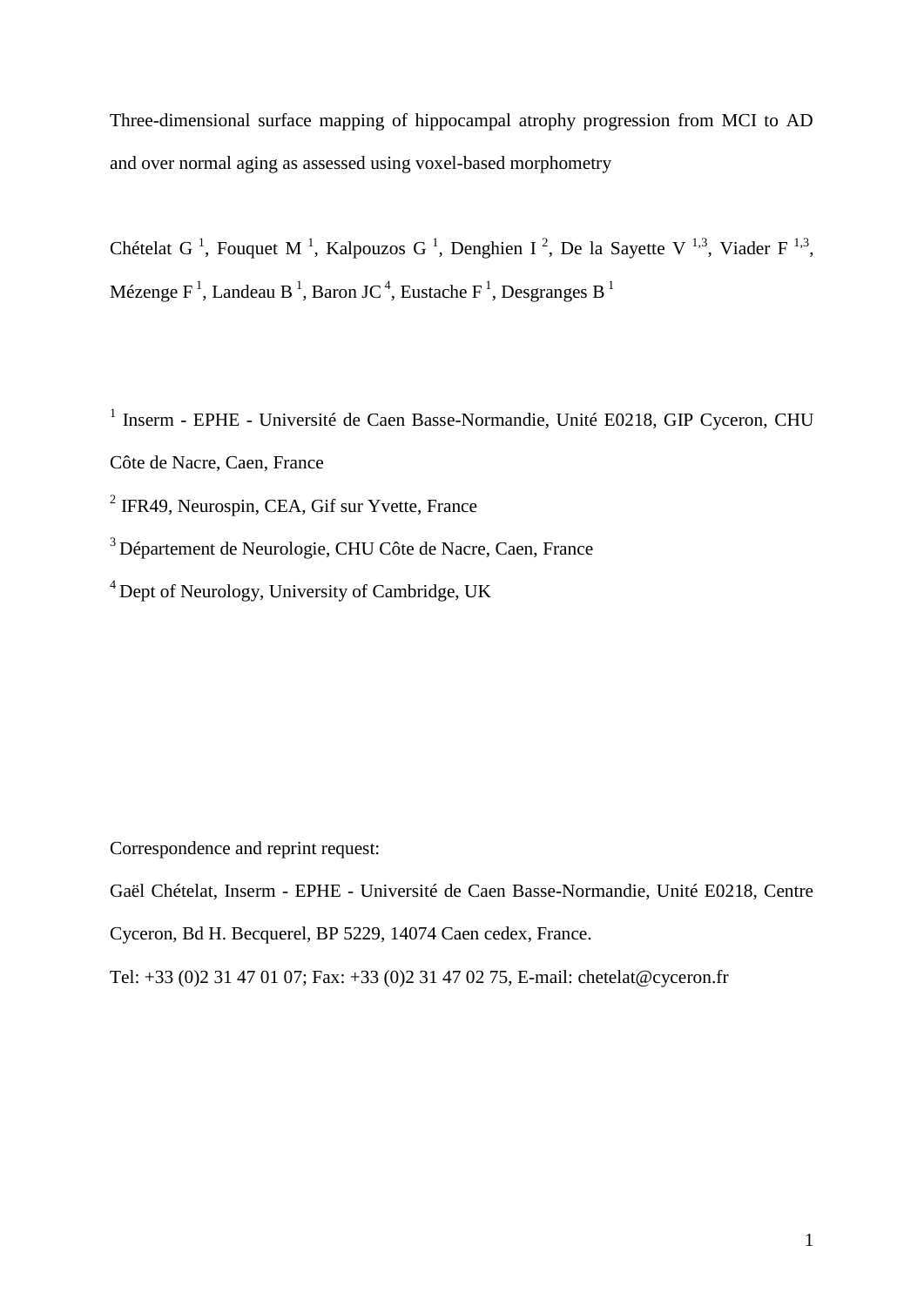# Three-dimensional surface mapping of hippocampal atrophy progression from MCI to AD and over normal aging as assessed using voxel-based morphometry

Chételat G [1], Fouquet M [1], Kalpouzos G [1], Denghien I [2], De la Sayette V [1,3], Viader F [1,3], Mézenge F [1], Landeau B [1], Baron JC [4], Eustache F [1], Desgranges B [1]

[1] Inserm - EPHE - Université de Caen Basse-Normandie, Unité E0218, GIP Cyceron, CHU Côte de Nacre, Caen, France

[2] IFR49, Neurospin, CEA, Gif sur Yvette, France

[3] Département de Neurologie, CHU Côte de Nacre, Caen, France

[4] Dept of Neurology, University of Cambridge, UK

Correspondence and reprint request:

Gaël Chételat, Inserm - EPHE - Université de Caen Basse-Normandie, Unité E0218, Centre Cyceron, Bd H. Becquerel, BP 5229, 14074 Caen cedex, France.

Tel: +33 (0)2 31 47 01 07; Fax: +33 (0)2 31 47 02 75, E-mail: chetelat@cyceron.fr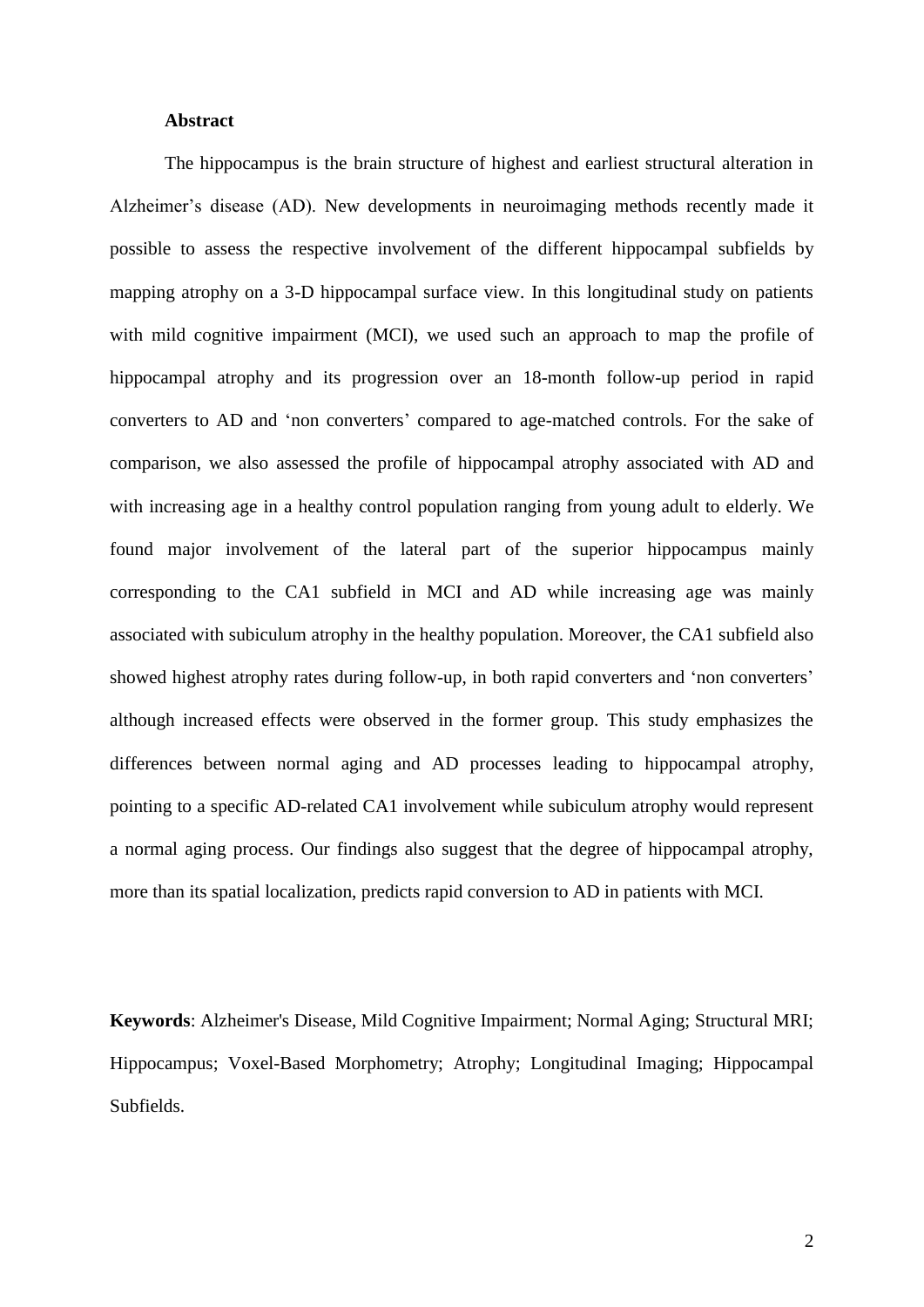## Abstract

The hippocampus is the brain structure of highest and earliest structural alteration in Alzheimer's disease (AD). New developments in neuroimaging methods recently made it possible to assess the respective involvement of the different hippocampal subfields by mapping atrophy on a 3-D hippocampal surface view. In this longitudinal study on patients with mild cognitive impairment (MCI), we used such an approach to map the profile of hippocampal atrophy and its progression over an 18-month follow-up period in rapid converters to AD and 'non converters' compared to age-matched controls. For the sake of comparison, we also assessed the profile of hippocampal atrophy associated with AD and with increasing age in a healthy control population ranging from young adult to elderly. We found major involvement of the lateral part of the superior hippocampus mainly corresponding to the CA1 subfield in MCI and AD while increasing age was mainly associated with subiculum atrophy in the healthy population. Moreover, the CA1 subfield also showed highest atrophy rates during follow-up, in both rapid converters and 'non converters' although increased effects were observed in the former group. This study emphasizes the differences between normal aging and AD processes leading to hippocampal atrophy, pointing to a specific AD-related CA1 involvement while subiculum atrophy would represent a normal aging process. Our findings also suggest that the degree of hippocampal atrophy, more than its spatial localization, predicts rapid conversion to AD in patients with MCI.

**Keywords**: Alzheimer's Disease, Mild Cognitive Impairment; Normal Aging; Structural MRI; Hippocampus; Voxel-Based Morphometry; Atrophy; Longitudinal Imaging; Hippocampal Subfields.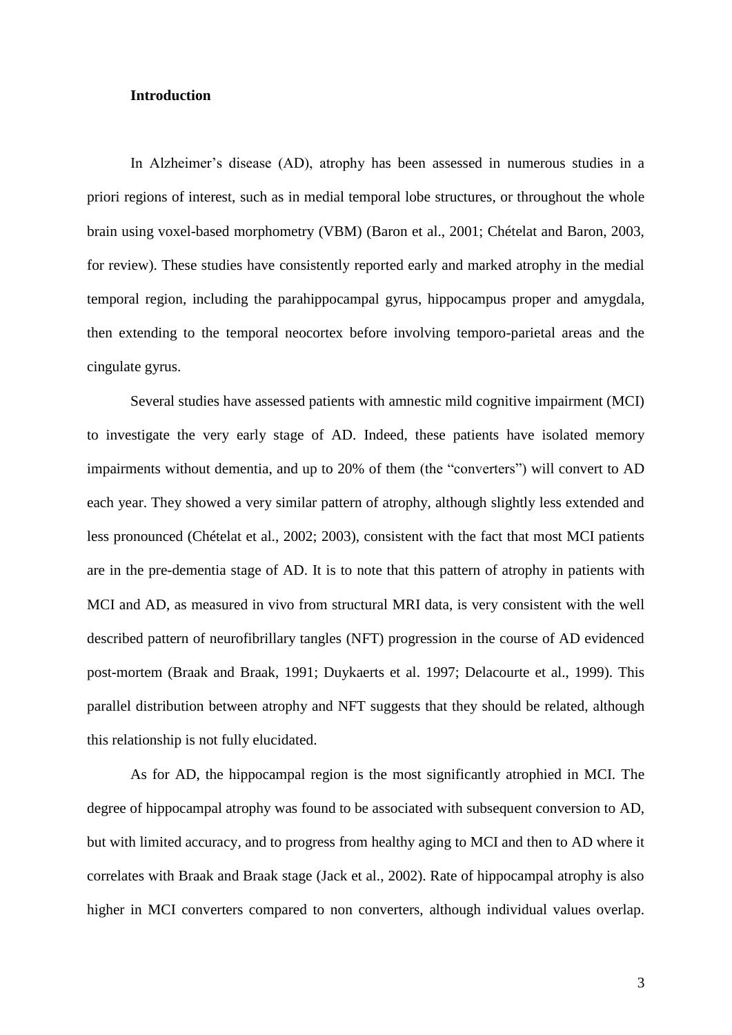**Introduction**

In Alzheimer's disease (AD), atrophy has been assessed in numerous studies in a priori regions of interest, such as in medial temporal lobe structures, or throughout the whole brain using voxel-based morphometry (VBM) (Baron et al., 2001; Chételat and Baron, 2003, for review). These studies have consistently reported early and marked atrophy in the medial temporal region, including the parahippocampal gyrus, hippocampus proper and amygdala, then extending to the temporal neocortex before involving temporo-parietal areas and the cingulate gyrus.

Several studies have assessed patients with amnestic mild cognitive impairment (MCI) to investigate the very early stage of AD. Indeed, these patients have isolated memory impairments without dementia, and up to 20% of them (the "converters") will convert to AD each year. They showed a very similar pattern of atrophy, although slightly less extended and less pronounced (Chételat et al., 2002; 2003), consistent with the fact that most MCI patients are in the pre-dementia stage of AD. It is to note that this pattern of atrophy in patients with MCI and AD, as measured in vivo from structural MRI data, is very consistent with the well described pattern of neurofibrillary tangles (NFT) progression in the course of AD evidenced post-mortem (Braak and Braak, 1991; Duykaerts et al. 1997; Delacourte et al., 1999). This parallel distribution between atrophy and NFT suggests that they should be related, although this relationship is not fully elucidated.

As for AD, the hippocampal region is the most significantly atrophied in MCI. The degree of hippocampal atrophy was found to be associated with subsequent conversion to AD, but with limited accuracy, and to progress from healthy aging to MCI and then to AD where it correlates with Braak and Braak stage (Jack et al., 2002). Rate of hippocampal atrophy is also higher in MCI converters compared to non converters, although individual values overlap.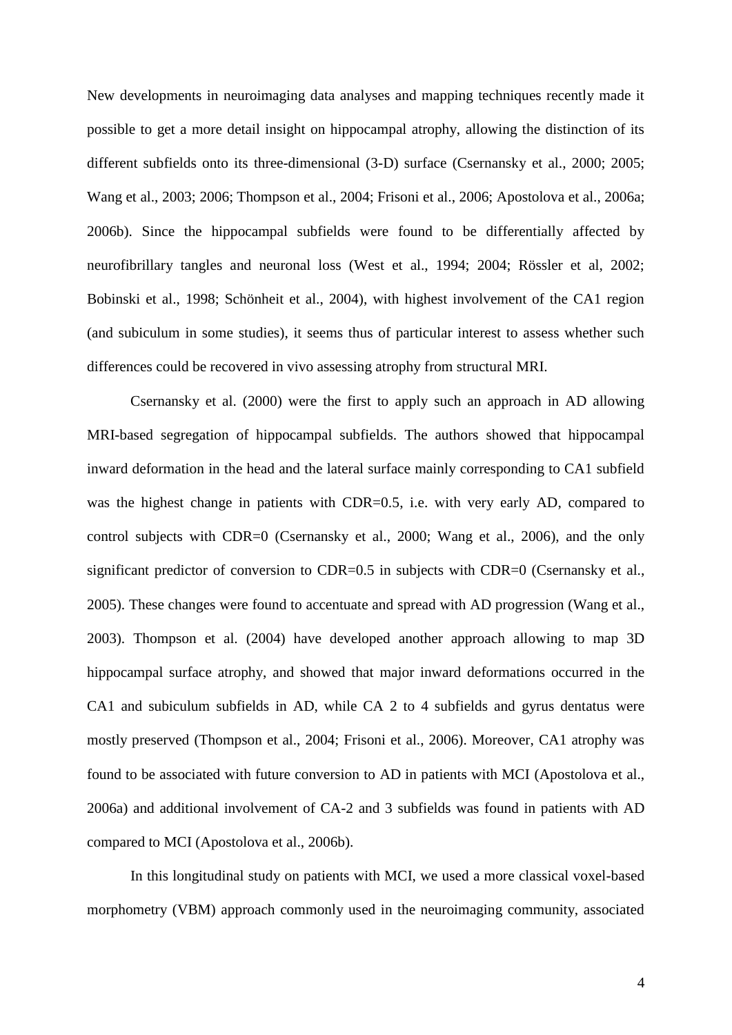New developments in neuroimaging data analyses and mapping techniques recently made it possible to get a more detail insight on hippocampal atrophy, allowing the distinction of its different subfields onto its three-dimensional (3-D) surface (Csernansky et al., 2000; 2005; Wang et al., 2003; 2006; Thompson et al., 2004; Frisoni et al., 2006; Apostolova et al., 2006a; 2006b). Since the hippocampal subfields were found to be differentially affected by neurofibrillary tangles and neuronal loss (West et al., 1994; 2004; Rössler et al, 2002; Bobinski et al., 1998; Schönheit et al., 2004), with highest involvement of the CA1 region (and subiculum in some studies), it seems thus of particular interest to assess whether such differences could be recovered in vivo assessing atrophy from structural MRI.

Csernansky et al. (2000) were the first to apply such an approach in AD allowing MRI-based segregation of hippocampal subfields. The authors showed that hippocampal inward deformation in the head and the lateral surface mainly corresponding to CA1 subfield was the highest change in patients with CDR=0.5, i.e. with very early AD, compared to control subjects with CDR=0 (Csernansky et al., 2000; Wang et al., 2006), and the only significant predictor of conversion to CDR=0.5 in subjects with CDR=0 (Csernansky et al., 2005). These changes were found to accentuate and spread with AD progression (Wang et al., 2003). Thompson et al. (2004) have developed another approach allowing to map 3D hippocampal surface atrophy, and showed that major inward deformations occurred in the CA1 and subiculum subfields in AD, while CA 2 to 4 subfields and gyrus dentatus were mostly preserved (Thompson et al., 2004; Frisoni et al., 2006). Moreover, CA1 atrophy was found to be associated with future conversion to AD in patients with MCI (Apostolova et al., 2006a) and additional involvement of CA-2 and 3 subfields was found in patients with AD compared to MCI (Apostolova et al., 2006b).

In this longitudinal study on patients with MCI, we used a more classical voxel-based morphometry (VBM) approach commonly used in the neuroimaging community, associated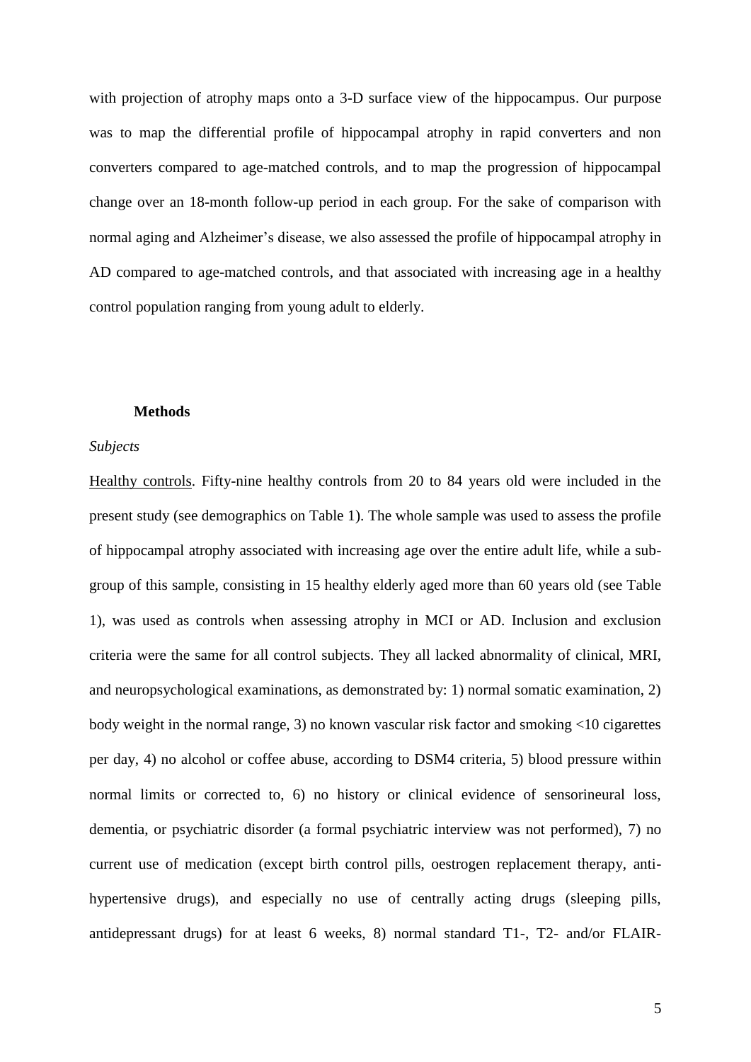with projection of atrophy maps onto a 3-D surface view of the hippocampus. Our purpose was to map the differential profile of hippocampal atrophy in rapid converters and non converters compared to age-matched controls, and to map the progression of hippocampal change over an 18-month follow-up period in each group. For the sake of comparison with normal aging and Alzheimer's disease, we also assessed the profile of hippocampal atrophy in AD compared to age-matched controls, and that associated with increasing age in a healthy control population ranging from young adult to elderly.

## Methods

### *Subjects*

Healthy controls. Fifty-nine healthy controls from 20 to 84 years old were included in the present study (see demographics on Table 1). The whole sample was used to assess the profile of hippocampal atrophy associated with increasing age over the entire adult life, while a sub-group of this sample, consisting in 15 healthy elderly aged more than 60 years old (see Table 1), was used as controls when assessing atrophy in MCI or AD. Inclusion and exclusion criteria were the same for all control subjects. They all lacked abnormality of clinical, MRI, and neuropsychological examinations, as demonstrated by: 1) normal somatic examination, 2) body weight in the normal range, 3) no known vascular risk factor and smoking <10 cigarettes per day, 4) no alcohol or coffee abuse, according to DSM4 criteria, 5) blood pressure within normal limits or corrected to, 6) no history or clinical evidence of sensorineural loss, dementia, or psychiatric disorder (a formal psychiatric interview was not performed), 7) no current use of medication (except birth control pills, oestrogen replacement therapy, anti-hypertensive drugs), and especially no use of centrally acting drugs (sleeping pills, antidepressant drugs) for at least 6 weeks, 8) normal standard T1-, T2- and/or FLAIR-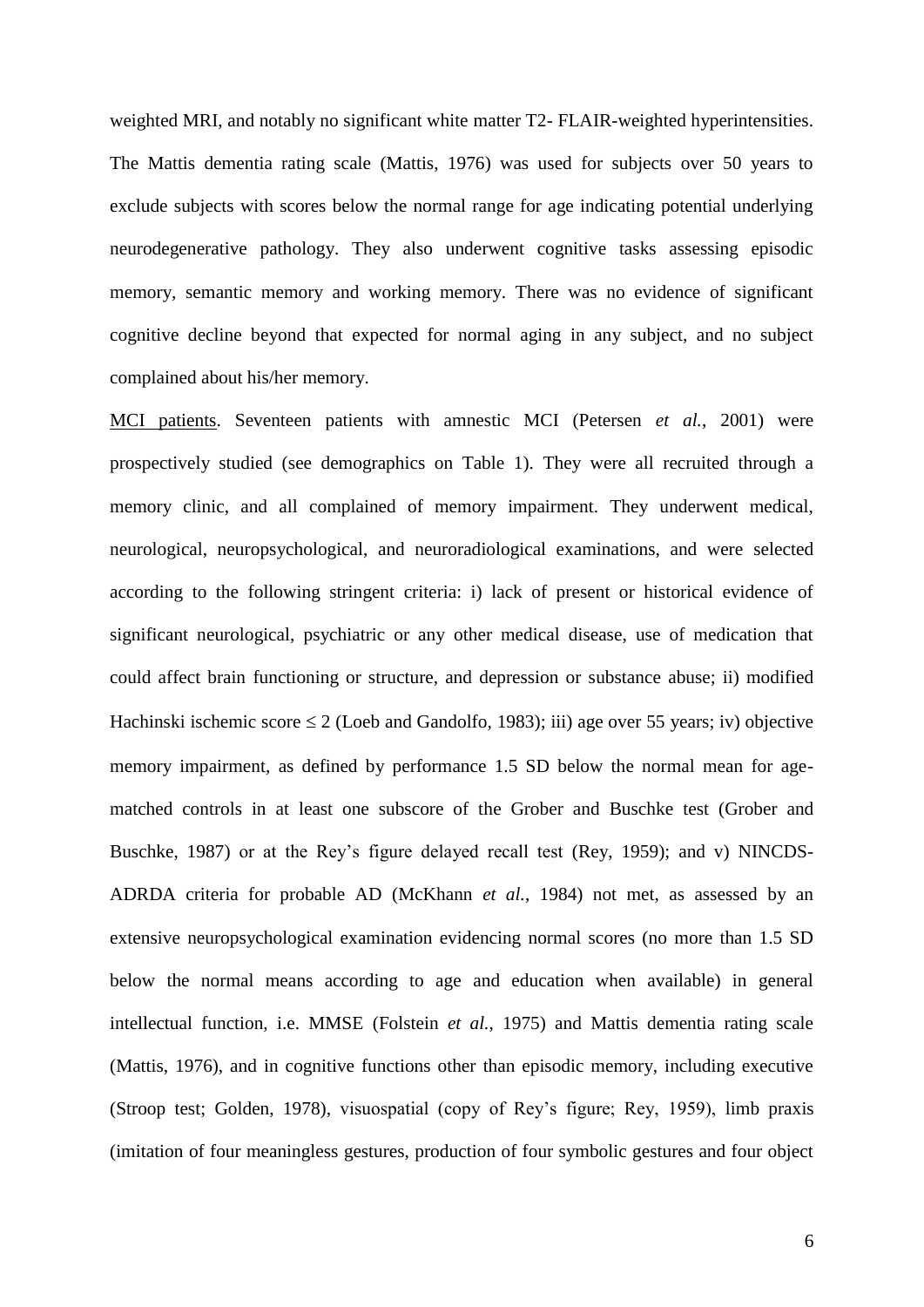weighted MRI, and notably no significant white matter T2- FLAIR-weighted hyperintensities. The Mattis dementia rating scale (Mattis, 1976) was used for subjects over 50 years to exclude subjects with scores below the normal range for age indicating potential underlying neurodegenerative pathology. They also underwent cognitive tasks assessing episodic memory, semantic memory and working memory. There was no evidence of significant cognitive decline beyond that expected for normal aging in any subject, and no subject complained about his/her memory.

MCI patients. Seventeen patients with amnestic MCI (Petersen *et al.*, 2001) were prospectively studied (see demographics on Table 1). They were all recruited through a memory clinic, and all complained of memory impairment. They underwent medical, neurological, neuropsychological, and neuroradiological examinations, and were selected according to the following stringent criteria: i) lack of present or historical evidence of significant neurological, psychiatric or any other medical disease, use of medication that could affect brain functioning or structure, and depression or substance abuse; ii) modified Hachinski ischemic score $\leq 2$ (Loeb and Gandolfo, 1983); iii) age over 55 years; iv) objective memory impairment, as defined by performance 1.5 SD below the normal mean for age-matched controls in at least one subscore of the Grober and Buschke test (Grober and Buschke, 1987) or at the Rey's figure delayed recall test (Rey, 1959); and v) NINCDS-ADRDA criteria for probable AD (McKhann *et al.*, 1984) not met, as assessed by an extensive neuropsychological examination evidencing normal scores (no more than 1.5 SD below the normal means according to age and education when available) in general intellectual function, i.e. MMSE (Folstein *et al.*, 1975) and Mattis dementia rating scale (Mattis, 1976), and in cognitive functions other than episodic memory, including executive (Stroop test; Golden, 1978), visuospatial (copy of Rey's figure; Rey, 1959), limb praxis (imitation of four meaningless gestures, production of four symbolic gestures and four object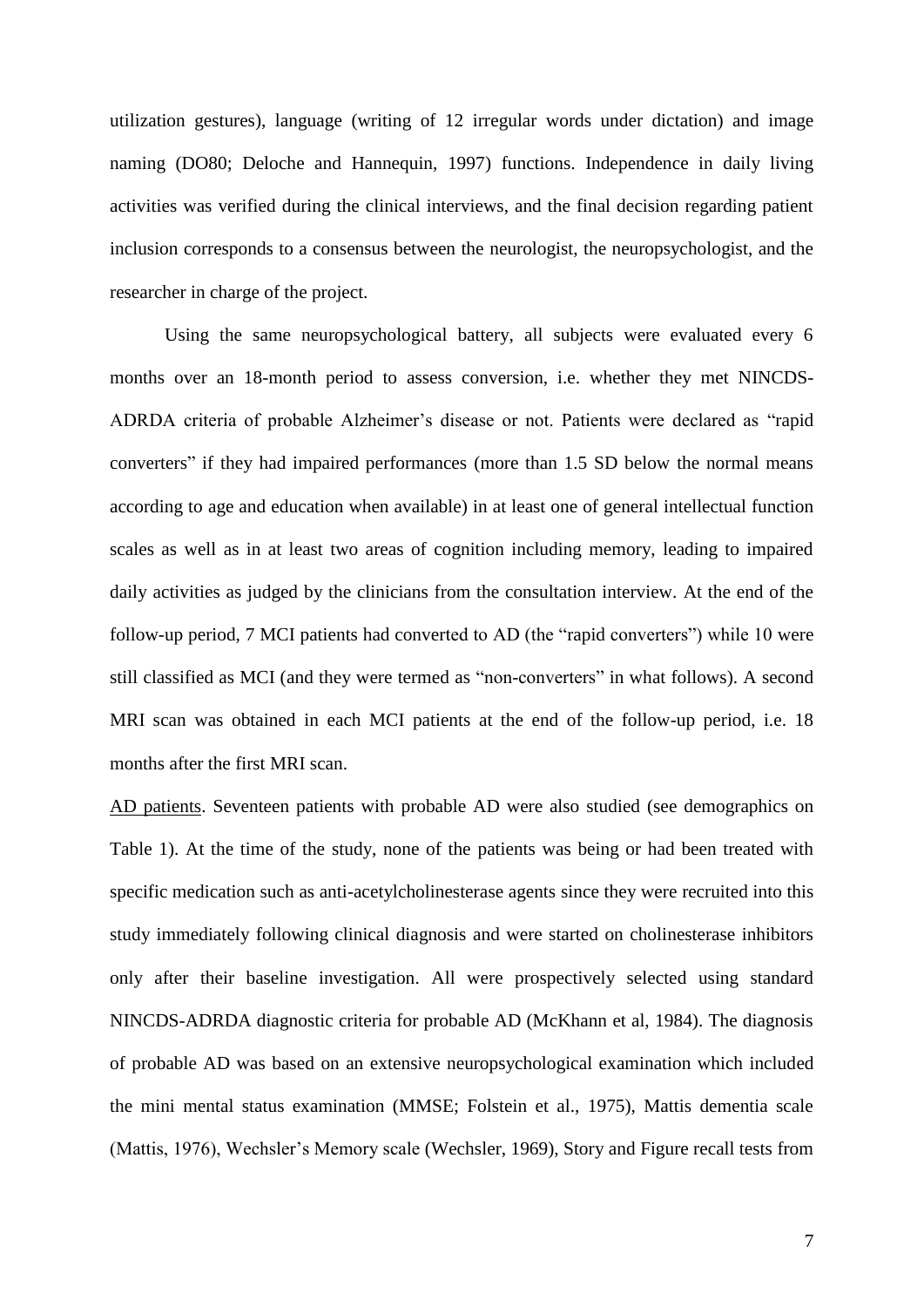utilization gestures), language (writing of 12 irregular words under dictation) and image naming (DO80; Deloche and Hannequin, 1997) functions. Independence in daily living activities was verified during the clinical interviews, and the final decision regarding patient inclusion corresponds to a consensus between the neurologist, the neuropsychologist, and the researcher in charge of the project.

Using the same neuropsychological battery, all subjects were evaluated every 6 months over an 18-month period to assess conversion, i.e. whether they met NINCDS-ADRDA criteria of probable Alzheimer's disease or not. Patients were declared as "rapid converters" if they had impaired performances (more than 1.5 SD below the normal means according to age and education when available) in at least one of general intellectual function scales as well as in at least two areas of cognition including memory, leading to impaired daily activities as judged by the clinicians from the consultation interview. At the end of the follow-up period, 7 MCI patients had converted to AD (the "rapid converters") while 10 were still classified as MCI (and they were termed as "non-converters" in what follows). A second MRI scan was obtained in each MCI patients at the end of the follow-up period, i.e. 18 months after the first MRI scan.

AD patients. Seventeen patients with probable AD were also studied (see demographics on Table 1). At the time of the study, none of the patients was being or had been treated with specific medication such as anti-acetylcholinesterase agents since they were recruited into this study immediately following clinical diagnosis and were started on cholinesterase inhibitors only after their baseline investigation. All were prospectively selected using standard NINCDS-ADRDA diagnostic criteria for probable AD (McKhann et al, 1984). The diagnosis of probable AD was based on an extensive neuropsychological examination which included the mini mental status examination (MMSE; Folstein et al., 1975), Mattis dementia scale (Mattis, 1976), Wechsler's Memory scale (Wechsler, 1969), Story and Figure recall tests from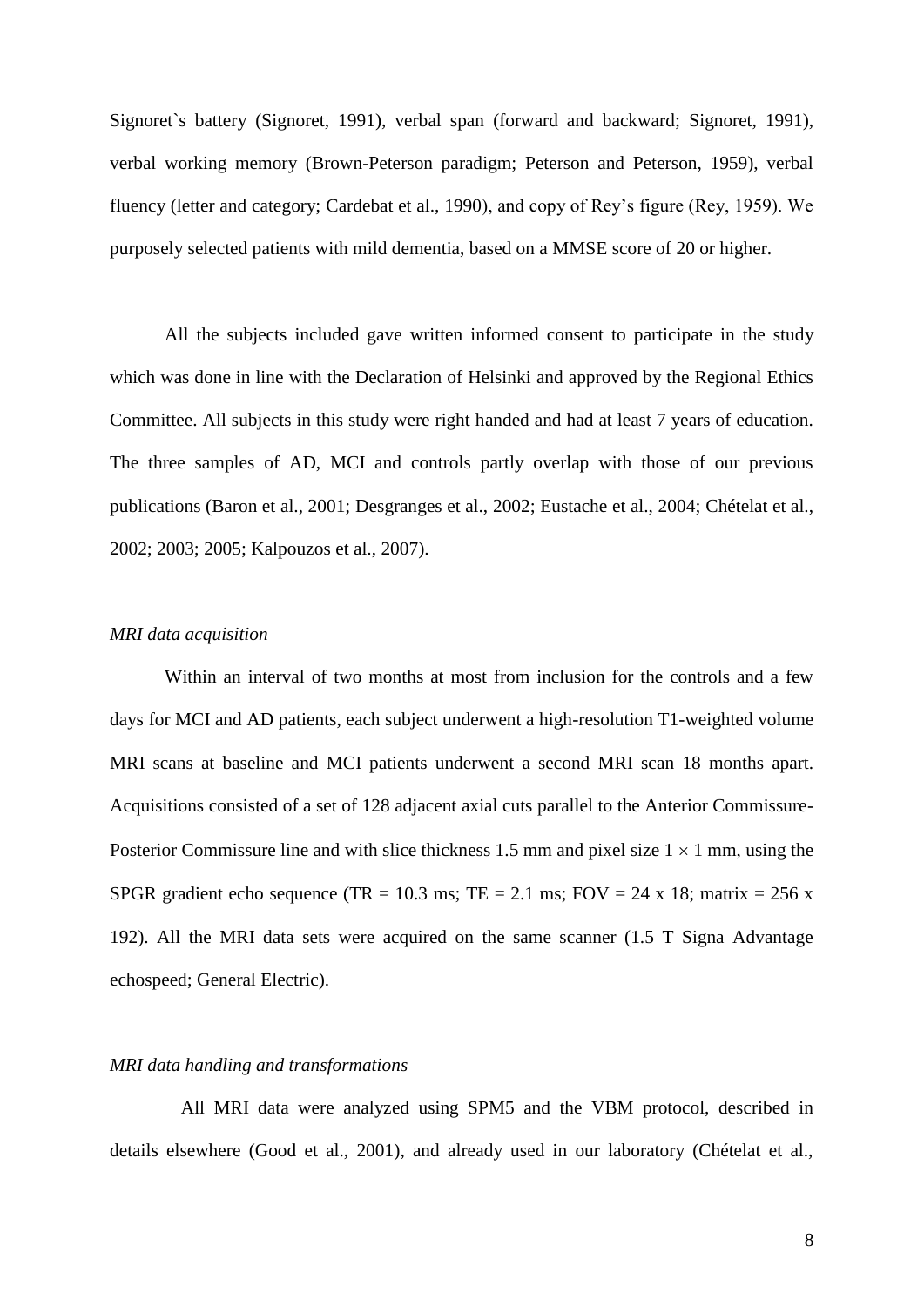Signoret`s battery (Signoret, 1991), verbal span (forward and backward; Signoret, 1991), verbal working memory (Brown-Peterson paradigm; Peterson and Peterson, 1959), verbal fluency (letter and category; Cardebat et al., 1990), and copy of Rey's figure (Rey, 1959). We purposely selected patients with mild dementia, based on a MMSE score of 20 or higher.

All the subjects included gave written informed consent to participate in the study which was done in line with the Declaration of Helsinki and approved by the Regional Ethics Committee. All subjects in this study were right handed and had at least 7 years of education. The three samples of AD, MCI and controls partly overlap with those of our previous publications (Baron et al., 2001; Desgranges et al., 2002; Eustache et al., 2004; Chételat et al., 2002; 2003; 2005; Kalpouzos et al., 2007).

*MRI data acquisition*

Within an interval of two months at most from inclusion for the controls and a few days for MCI and AD patients, each subject underwent a high-resolution T1-weighted volume MRI scans at baseline and MCI patients underwent a second MRI scan 18 months apart. Acquisitions consisted of a set of 128 adjacent axial cuts parallel to the Anterior Commissure-Posterior Commissure line and with slice thickness 1.5 mm and pixel size $1 \times 1$ mm, using the SPGR gradient echo sequence (TR = 10.3 ms; TE = 2.1 ms; FOV = 24 x 18; matrix = 256 x 192). All the MRI data sets were acquired on the same scanner (1.5 T Signa Advantage echospeed; General Electric).

*MRI data handling and transformations*

All MRI data were analyzed using SPM5 and the VBM protocol, described in details elsewhere (Good et al., 2001), and already used in our laboratory (Chételat et al.,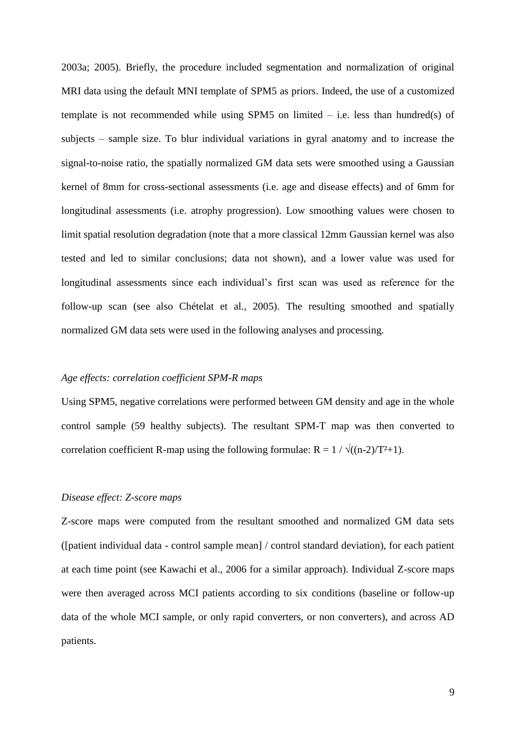2003a; 2005). Briefly, the procedure included segmentation and normalization of original MRI data using the default MNI template of SPM5 as priors. Indeed, the use of a customized template is not recommended while using SPM5 on limited – i.e. less than hundred(s) of subjects – sample size. To blur individual variations in gyral anatomy and to increase the signal-to-noise ratio, the spatially normalized GM data sets were smoothed using a Gaussian kernel of 8mm for cross-sectional assessments (i.e. age and disease effects) and of 6mm for longitudinal assessments (i.e. atrophy progression). Low smoothing values were chosen to limit spatial resolution degradation (note that a more classical 12mm Gaussian kernel was also tested and led to similar conclusions; data not shown), and a lower value was used for longitudinal assessments since each individual's first scan was used as reference for the follow-up scan (see also Chételat et al., 2005). The resulting smoothed and spatially normalized GM data sets were used in the following analyses and processing.

*Age effects: correlation coefficient SPM-R maps*

Using SPM5, negative correlations were performed between GM density and age in the whole control sample (59 healthy subjects). The resultant SPM-T map was then converted to correlation coefficient R-map using the following formulae: $R = 1 / \sqrt{((n-2)/T^2+1)}$.

*Disease effect: Z-score maps*

Z-score maps were computed from the resultant smoothed and normalized GM data sets ([patient individual data - control sample mean] / control standard deviation), for each patient at each time point (see Kawachi et al., 2006 for a similar approach). Individual Z-score maps were then averaged across MCI patients according to six conditions (baseline or follow-up data of the whole MCI sample, or only rapid converters, or non converters), and across AD patients.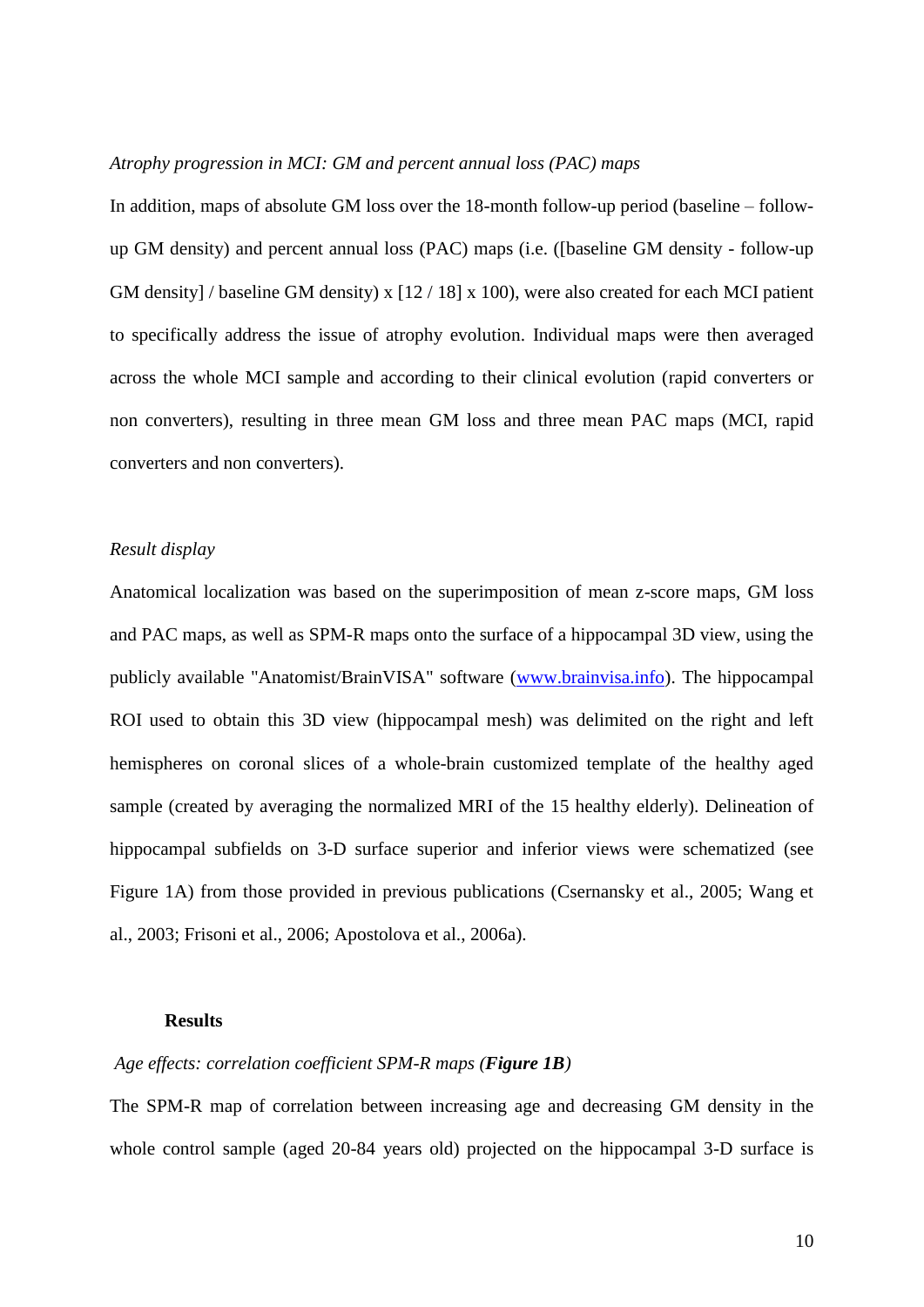*Atrophy progression in MCI: GM and percent annual loss (PAC) maps*

In addition, maps of absolute GM loss over the 18-month follow-up period (baseline – follow-up GM density) and percent annual loss (PAC) maps (i.e. ([baseline GM density - follow-up GM density] / baseline GM density) x [12 / 18] x 100), were also created for each MCI patient to specifically address the issue of atrophy evolution. Individual maps were then averaged across the whole MCI sample and according to their clinical evolution (rapid converters or non converters), resulting in three mean GM loss and three mean PAC maps (MCI, rapid converters and non converters).

*Result display*

Anatomical localization was based on the superimposition of mean z-score maps, GM loss and PAC maps, as well as SPM-R maps onto the surface of a hippocampal 3D view, using the publicly available "Anatomist/BrainVISA" software (www.brainvisa.info). The hippocampal ROI used to obtain this 3D view (hippocampal mesh) was delimited on the right and left hemispheres on coronal slices of a whole-brain customized template of the healthy aged sample (created by averaging the normalized MRI of the 15 healthy elderly). Delineation of hippocampal subfields on 3-D surface superior and inferior views were schematized (see Figure 1A) from those provided in previous publications (Csernansky et al., 2005; Wang et al., 2003; Frisoni et al., 2006; Apostolova et al., 2006a).

## Results

*Age effects: correlation coefficient SPM-R maps (**Figure 1B**)*

The SPM-R map of correlation between increasing age and decreasing GM density in the whole control sample (aged 20-84 years old) projected on the hippocampal 3-D surface is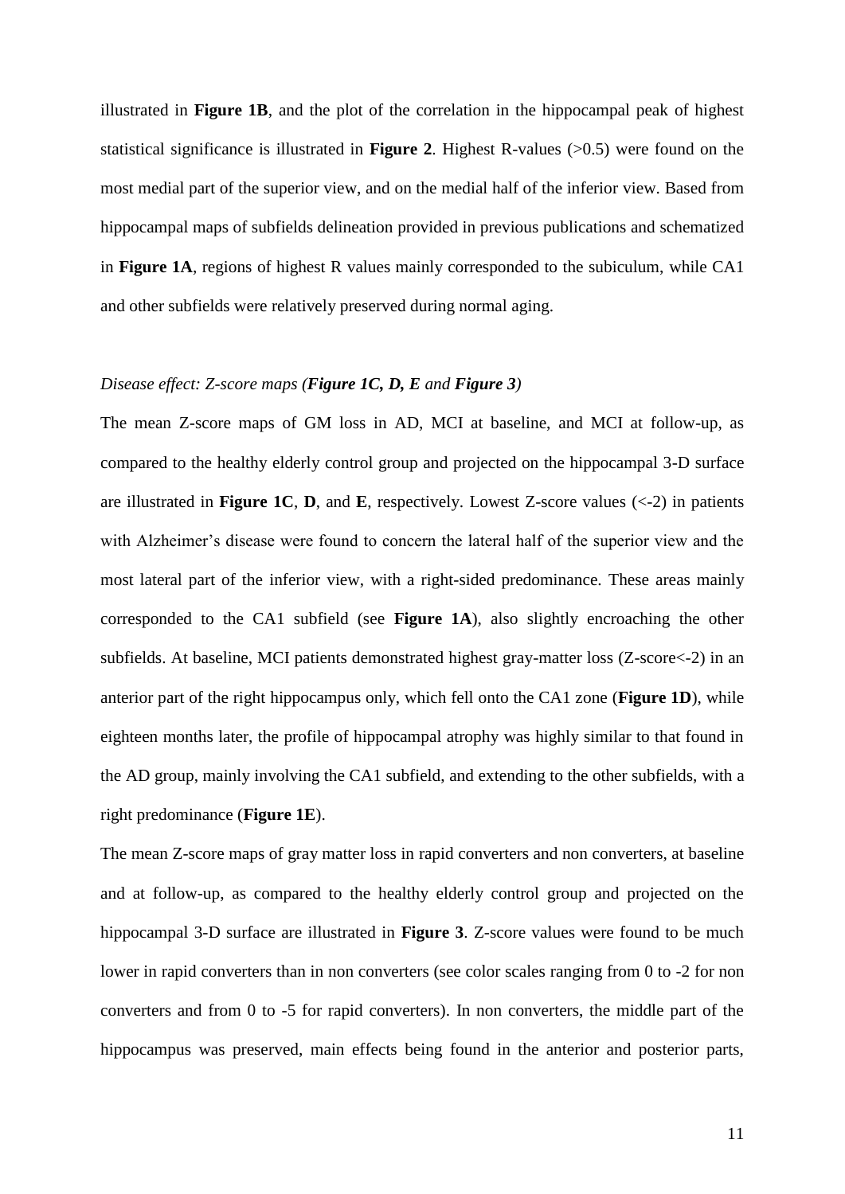illustrated in **Figure 1B**, and the plot of the correlation in the hippocampal peak of highest statistical significance is illustrated in **Figure 2**. Highest R-values (>0.5) were found on the most medial part of the superior view, and on the medial half of the inferior view. Based from hippocampal maps of subfields delineation provided in previous publications and schematized in **Figure 1A**, regions of highest R values mainly corresponded to the subiculum, while CA1 and other subfields were relatively preserved during normal aging.

*Disease effect: Z-score maps (**Figure 1C, D, E** and **Figure 3**)*

The mean Z-score maps of GM loss in AD, MCI at baseline, and MCI at follow-up, as compared to the healthy elderly control group and projected on the hippocampal 3-D surface are illustrated in **Figure 1C**, **D**, and **E**, respectively. Lowest Z-score values (<-2) in patients with Alzheimer's disease were found to concern the lateral half of the superior view and the most lateral part of the inferior view, with a right-sided predominance. These areas mainly corresponded to the CA1 subfield (see **Figure 1A**), also slightly encroaching the other subfields. At baseline, MCI patients demonstrated highest gray-matter loss (Z-score<-2) in an anterior part of the right hippocampus only, which fell onto the CA1 zone (**Figure 1D**), while eighteen months later, the profile of hippocampal atrophy was highly similar to that found in the AD group, mainly involving the CA1 subfield, and extending to the other subfields, with a right predominance (**Figure 1E**).

The mean Z-score maps of gray matter loss in rapid converters and non converters, at baseline and at follow-up, as compared to the healthy elderly control group and projected on the hippocampal 3-D surface are illustrated in **Figure 3**. Z-score values were found to be much lower in rapid converters than in non converters (see color scales ranging from 0 to -2 for non converters and from 0 to -5 for rapid converters). In non converters, the middle part of the hippocampus was preserved, main effects being found in the anterior and posterior parts,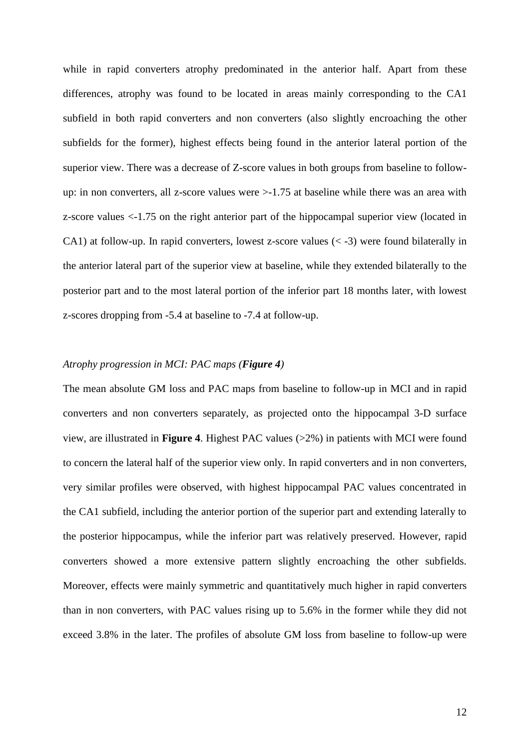while in rapid converters atrophy predominated in the anterior half. Apart from these differences, atrophy was found to be located in areas mainly corresponding to the CA1 subfield in both rapid converters and non converters (also slightly encroaching the other subfields for the former), highest effects being found in the anterior lateral portion of the superior view. There was a decrease of Z-score values in both groups from baseline to follow-up: in non converters, all z-score values were >-1.75 at baseline while there was an area with z-score values <-1.75 on the right anterior part of the hippocampal superior view (located in CA1) at follow-up. In rapid converters, lowest z-score values (< -3) were found bilaterally in the anterior lateral part of the superior view at baseline, while they extended bilaterally to the posterior part and to the most lateral portion of the inferior part 18 months later, with lowest z-scores dropping from -5.4 at baseline to -7.4 at follow-up.

*Atrophy progression in MCI: PAC maps (**Figure 4**)*

The mean absolute GM loss and PAC maps from baseline to follow-up in MCI and in rapid converters and non converters separately, as projected onto the hippocampal 3-D surface view, are illustrated in **Figure 4**. Highest PAC values (>2%) in patients with MCI were found to concern the lateral half of the superior view only. In rapid converters and in non converters, very similar profiles were observed, with highest hippocampal PAC values concentrated in the CA1 subfield, including the anterior portion of the superior part and extending laterally to the posterior hippocampus, while the inferior part was relatively preserved. However, rapid converters showed a more extensive pattern slightly encroaching the other subfields. Moreover, effects were mainly symmetric and quantitatively much higher in rapid converters than in non converters, with PAC values rising up to 5.6% in the former while they did not exceed 3.8% in the later. The profiles of absolute GM loss from baseline to follow-up were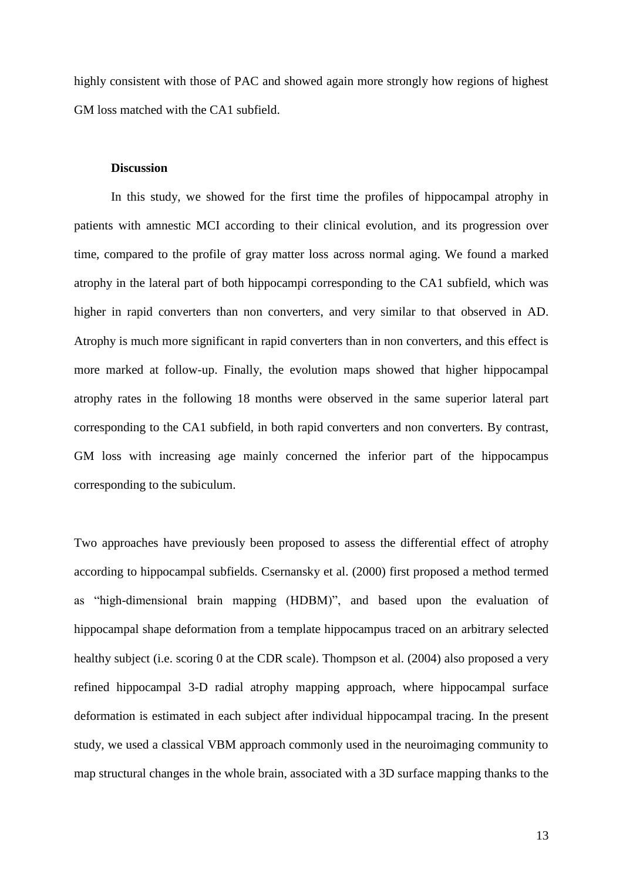highly consistent with those of PAC and showed again more strongly how regions of highest GM loss matched with the CA1 subfield.

## Discussion

In this study, we showed for the first time the profiles of hippocampal atrophy in patients with amnestic MCI according to their clinical evolution, and its progression over time, compared to the profile of gray matter loss across normal aging. We found a marked atrophy in the lateral part of both hippocampi corresponding to the CA1 subfield, which was higher in rapid converters than non converters, and very similar to that observed in AD. Atrophy is much more significant in rapid converters than in non converters, and this effect is more marked at follow-up. Finally, the evolution maps showed that higher hippocampal atrophy rates in the following 18 months were observed in the same superior lateral part corresponding to the CA1 subfield, in both rapid converters and non converters. By contrast, GM loss with increasing age mainly concerned the inferior part of the hippocampus corresponding to the subiculum.

Two approaches have previously been proposed to assess the differential effect of atrophy according to hippocampal subfields. Csernansky et al. (2000) first proposed a method termed as "high-dimensional brain mapping (HDBM)", and based upon the evaluation of hippocampal shape deformation from a template hippocampus traced on an arbitrary selected healthy subject (i.e. scoring 0 at the CDR scale). Thompson et al. (2004) also proposed a very refined hippocampal 3-D radial atrophy mapping approach, where hippocampal surface deformation is estimated in each subject after individual hippocampal tracing. In the present study, we used a classical VBM approach commonly used in the neuroimaging community to map structural changes in the whole brain, associated with a 3D surface mapping thanks to the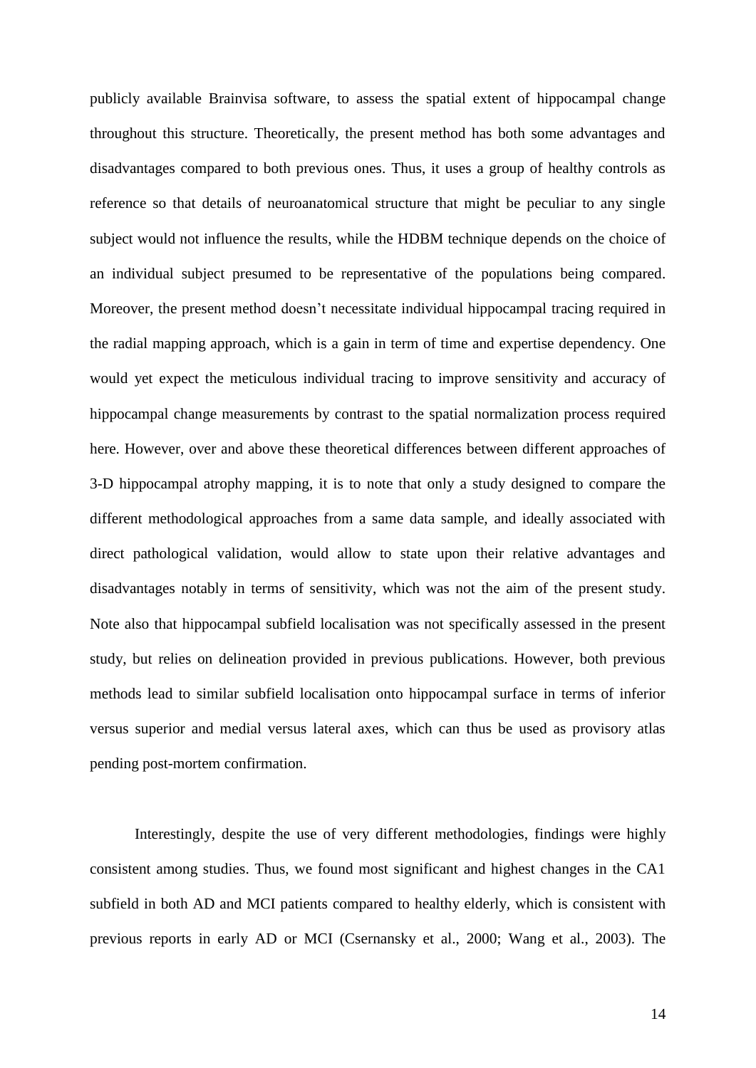publicly available Brainvisa software, to assess the spatial extent of hippocampal change throughout this structure. Theoretically, the present method has both some advantages and disadvantages compared to both previous ones. Thus, it uses a group of healthy controls as reference so that details of neuroanatomical structure that might be peculiar to any single subject would not influence the results, while the HDBM technique depends on the choice of an individual subject presumed to be representative of the populations being compared. Moreover, the present method doesn't necessitate individual hippocampal tracing required in the radial mapping approach, which is a gain in term of time and expertise dependency. One would yet expect the meticulous individual tracing to improve sensitivity and accuracy of hippocampal change measurements by contrast to the spatial normalization process required here. However, over and above these theoretical differences between different approaches of 3-D hippocampal atrophy mapping, it is to note that only a study designed to compare the different methodological approaches from a same data sample, and ideally associated with direct pathological validation, would allow to state upon their relative advantages and disadvantages notably in terms of sensitivity, which was not the aim of the present study. Note also that hippocampal subfield localisation was not specifically assessed in the present study, but relies on delineation provided in previous publications. However, both previous methods lead to similar subfield localisation onto hippocampal surface in terms of inferior versus superior and medial versus lateral axes, which can thus be used as provisory atlas pending post-mortem confirmation.

Interestingly, despite the use of very different methodologies, findings were highly consistent among studies. Thus, we found most significant and highest changes in the CA1 subfield in both AD and MCI patients compared to healthy elderly, which is consistent with previous reports in early AD or MCI (Csernansky et al., 2000; Wang et al., 2003). The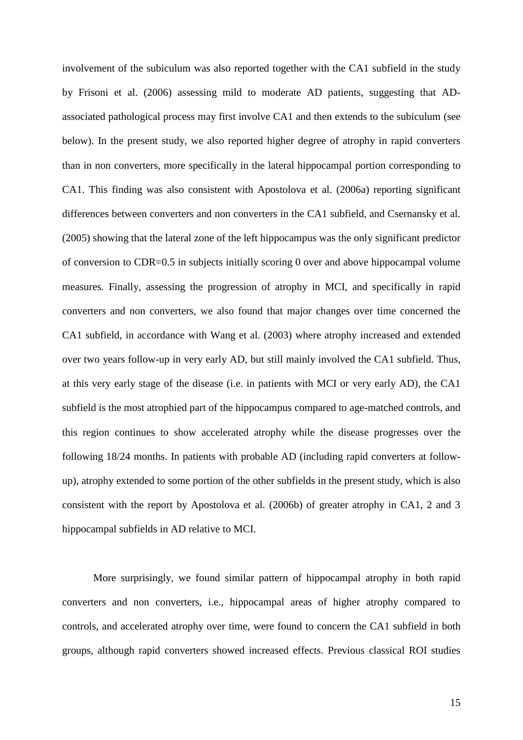involvement of the subiculum was also reported together with the CA1 subfield in the study by Frisoni et al. (2006) assessing mild to moderate AD patients, suggesting that AD-associated pathological process may first involve CA1 and then extends to the subiculum (see below). In the present study, we also reported higher degree of atrophy in rapid converters than in non converters, more specifically in the lateral hippocampal portion corresponding to CA1. This finding was also consistent with Apostolova et al. (2006a) reporting significant differences between converters and non converters in the CA1 subfield, and Csernansky et al. (2005) showing that the lateral zone of the left hippocampus was the only significant predictor of conversion to CDR=0.5 in subjects initially scoring 0 over and above hippocampal volume measures. Finally, assessing the progression of atrophy in MCI, and specifically in rapid converters and non converters, we also found that major changes over time concerned the CA1 subfield, in accordance with Wang et al. (2003) where atrophy increased and extended over two years follow-up in very early AD, but still mainly involved the CA1 subfield. Thus, at this very early stage of the disease (i.e. in patients with MCI or very early AD), the CA1 subfield is the most atrophied part of the hippocampus compared to age-matched controls, and this region continues to show accelerated atrophy while the disease progresses over the following 18/24 months. In patients with probable AD (including rapid converters at follow-up), atrophy extended to some portion of the other subfields in the present study, which is also consistent with the report by Apostolova et al. (2006b) of greater atrophy in CA1, 2 and 3 hippocampal subfields in AD relative to MCI.

More surprisingly, we found similar pattern of hippocampal atrophy in both rapid converters and non converters, i.e., hippocampal areas of higher atrophy compared to controls, and accelerated atrophy over time, were found to concern the CA1 subfield in both groups, although rapid converters showed increased effects. Previous classical ROI studies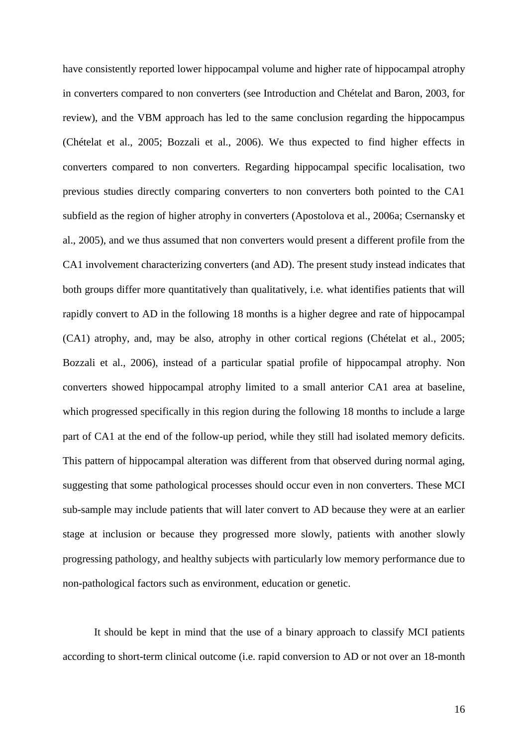have consistently reported lower hippocampal volume and higher rate of hippocampal atrophy in converters compared to non converters (see Introduction and Chételat and Baron, 2003, for review), and the VBM approach has led to the same conclusion regarding the hippocampus (Chételat et al., 2005; Bozzali et al., 2006). We thus expected to find higher effects in converters compared to non converters. Regarding hippocampal specific localisation, two previous studies directly comparing converters to non converters both pointed to the CA1 subfield as the region of higher atrophy in converters (Apostolova et al., 2006a; Csernansky et al., 2005), and we thus assumed that non converters would present a different profile from the CA1 involvement characterizing converters (and AD). The present study instead indicates that both groups differ more quantitatively than qualitatively, i.e. what identifies patients that will rapidly convert to AD in the following 18 months is a higher degree and rate of hippocampal (CA1) atrophy, and, may be also, atrophy in other cortical regions (Chételat et al., 2005; Bozzali et al., 2006), instead of a particular spatial profile of hippocampal atrophy. Non converters showed hippocampal atrophy limited to a small anterior CA1 area at baseline, which progressed specifically in this region during the following 18 months to include a large part of CA1 at the end of the follow-up period, while they still had isolated memory deficits. This pattern of hippocampal alteration was different from that observed during normal aging, suggesting that some pathological processes should occur even in non converters. These MCI sub-sample may include patients that will later convert to AD because they were at an earlier stage at inclusion or because they progressed more slowly, patients with another slowly progressing pathology, and healthy subjects with particularly low memory performance due to non-pathological factors such as environment, education or genetic.

It should be kept in mind that the use of a binary approach to classify MCI patients according to short-term clinical outcome (i.e. rapid conversion to AD or not over an 18-month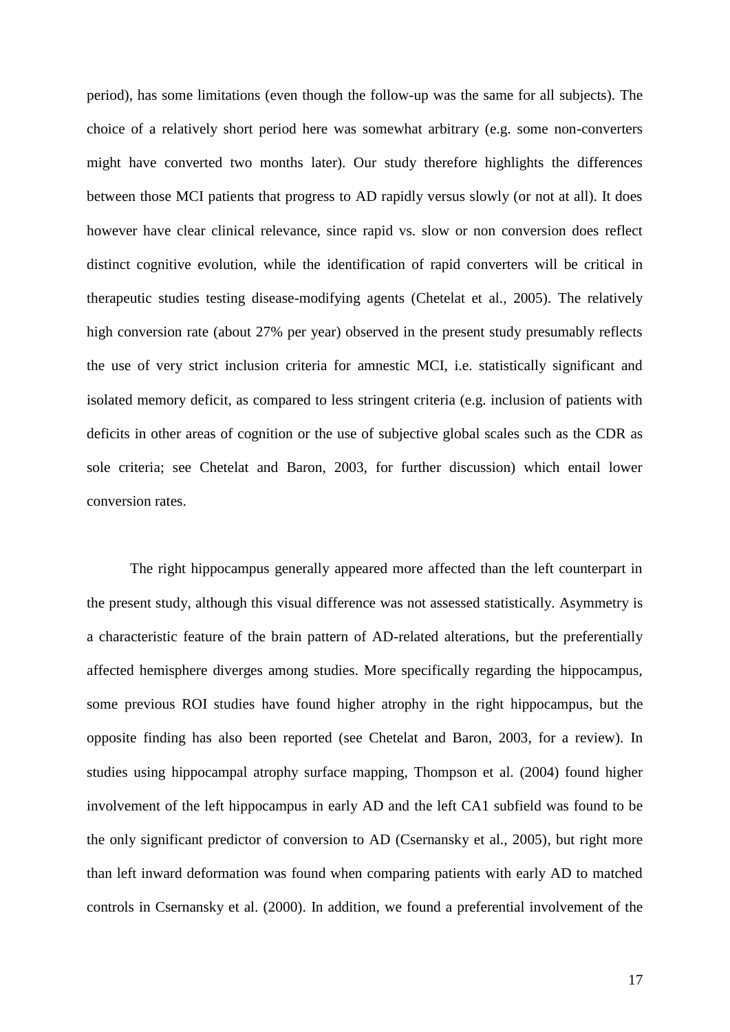period), has some limitations (even though the follow-up was the same for all subjects). The choice of a relatively short period here was somewhat arbitrary (e.g. some non-converters might have converted two months later). Our study therefore highlights the differences between those MCI patients that progress to AD rapidly versus slowly (or not at all). It does however have clear clinical relevance, since rapid vs. slow or non conversion does reflect distinct cognitive evolution, while the identification of rapid converters will be critical in therapeutic studies testing disease-modifying agents (Chetelat et al., 2005). The relatively high conversion rate (about 27% per year) observed in the present study presumably reflects the use of very strict inclusion criteria for amnestic MCI, i.e. statistically significant and isolated memory deficit, as compared to less stringent criteria (e.g. inclusion of patients with deficits in other areas of cognition or the use of subjective global scales such as the CDR as sole criteria; see Chetelat and Baron, 2003, for further discussion) which entail lower conversion rates.

The right hippocampus generally appeared more affected than the left counterpart in the present study, although this visual difference was not assessed statistically. Asymmetry is a characteristic feature of the brain pattern of AD-related alterations, but the preferentially affected hemisphere diverges among studies. More specifically regarding the hippocampus, some previous ROI studies have found higher atrophy in the right hippocampus, but the opposite finding has also been reported (see Chetelat and Baron, 2003, for a review). In studies using hippocampal atrophy surface mapping, Thompson et al. (2004) found higher involvement of the left hippocampus in early AD and the left CA1 subfield was found to be the only significant predictor of conversion to AD (Csernansky et al., 2005), but right more than left inward deformation was found when comparing patients with early AD to matched controls in Csernansky et al. (2000). In addition, we found a preferential involvement of the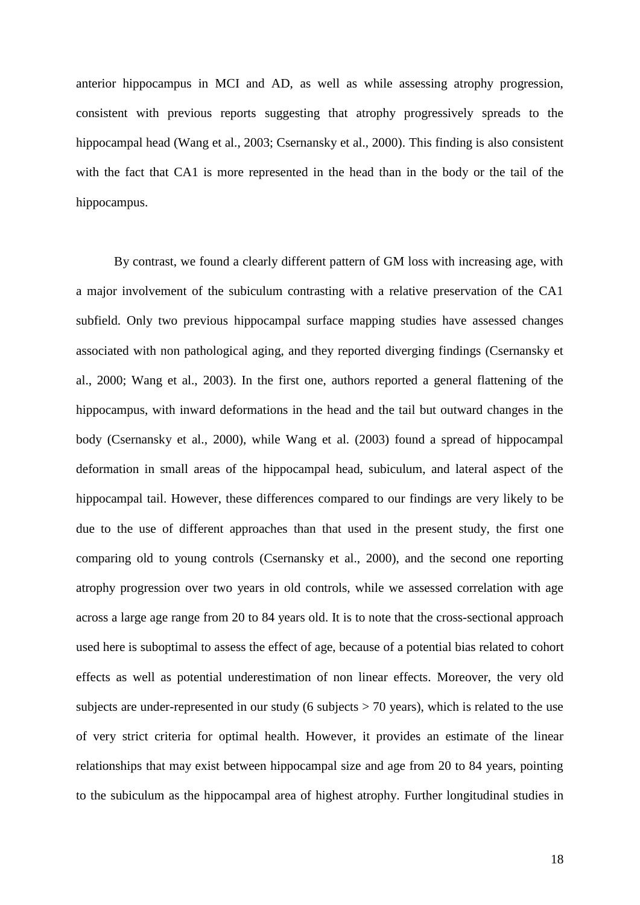anterior hippocampus in MCI and AD, as well as while assessing atrophy progression, consistent with previous reports suggesting that atrophy progressively spreads to the hippocampal head (Wang et al., 2003; Csernansky et al., 2000). This finding is also consistent with the fact that CA1 is more represented in the head than in the body or the tail of the hippocampus.

By contrast, we found a clearly different pattern of GM loss with increasing age, with a major involvement of the subiculum contrasting with a relative preservation of the CA1 subfield. Only two previous hippocampal surface mapping studies have assessed changes associated with non pathological aging, and they reported diverging findings (Csernansky et al., 2000; Wang et al., 2003). In the first one, authors reported a general flattening of the hippocampus, with inward deformations in the head and the tail but outward changes in the body (Csernansky et al., 2000), while Wang et al. (2003) found a spread of hippocampal deformation in small areas of the hippocampal head, subiculum, and lateral aspect of the hippocampal tail. However, these differences compared to our findings are very likely to be due to the use of different approaches than that used in the present study, the first one comparing old to young controls (Csernansky et al., 2000), and the second one reporting atrophy progression over two years in old controls, while we assessed correlation with age across a large age range from 20 to 84 years old. It is to note that the cross-sectional approach used here is suboptimal to assess the effect of age, because of a potential bias related to cohort effects as well as potential underestimation of non linear effects. Moreover, the very old subjects are under-represented in our study (6 subjects > 70 years), which is related to the use of very strict criteria for optimal health. However, it provides an estimate of the linear relationships that may exist between hippocampal size and age from 20 to 84 years, pointing to the subiculum as the hippocampal area of highest atrophy. Further longitudinal studies in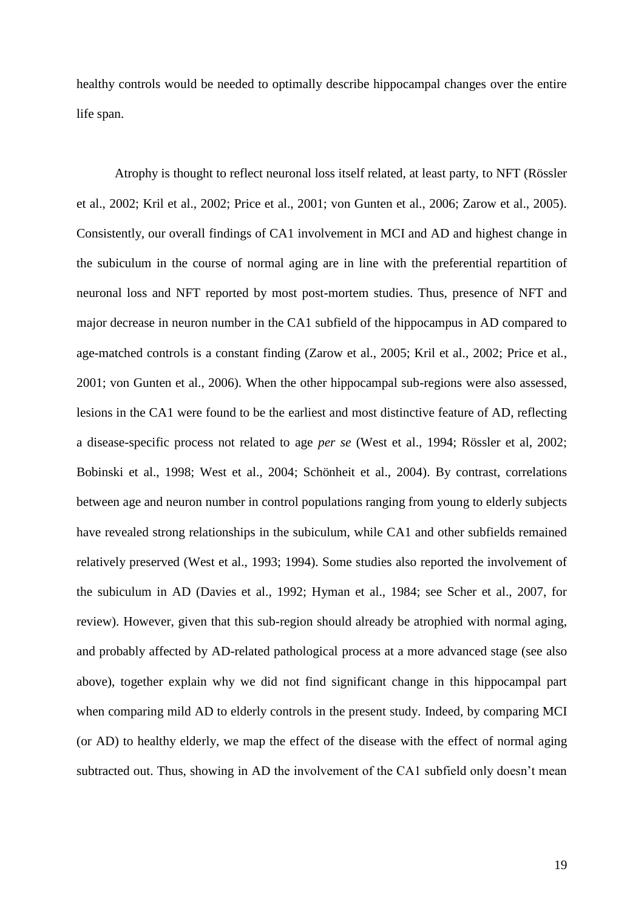healthy controls would be needed to optimally describe hippocampal changes over the entire life span.

Atrophy is thought to reflect neuronal loss itself related, at least party, to NFT (Rössler et al., 2002; Kril et al., 2002; Price et al., 2001; von Gunten et al., 2006; Zarow et al., 2005). Consistently, our overall findings of CA1 involvement in MCI and AD and highest change in the subiculum in the course of normal aging are in line with the preferential repartition of neuronal loss and NFT reported by most post-mortem studies. Thus, presence of NFT and major decrease in neuron number in the CA1 subfield of the hippocampus in AD compared to age-matched controls is a constant finding (Zarow et al., 2005; Kril et al., 2002; Price et al., 2001; von Gunten et al., 2006). When the other hippocampal sub-regions were also assessed, lesions in the CA1 were found to be the earliest and most distinctive feature of AD, reflecting a disease-specific process not related to age *per se* (West et al., 1994; Rössler et al, 2002; Bobinski et al., 1998; West et al., 2004; Schönheit et al., 2004). By contrast, correlations between age and neuron number in control populations ranging from young to elderly subjects have revealed strong relationships in the subiculum, while CA1 and other subfields remained relatively preserved (West et al., 1993; 1994). Some studies also reported the involvement of the subiculum in AD (Davies et al., 1992; Hyman et al., 1984; see Scher et al., 2007, for review). However, given that this sub-region should already be atrophied with normal aging, and probably affected by AD-related pathological process at a more advanced stage (see also above), together explain why we did not find significant change in this hippocampal part when comparing mild AD to elderly controls in the present study. Indeed, by comparing MCI (or AD) to healthy elderly, we map the effect of the disease with the effect of normal aging subtracted out. Thus, showing in AD the involvement of the CA1 subfield only doesn't mean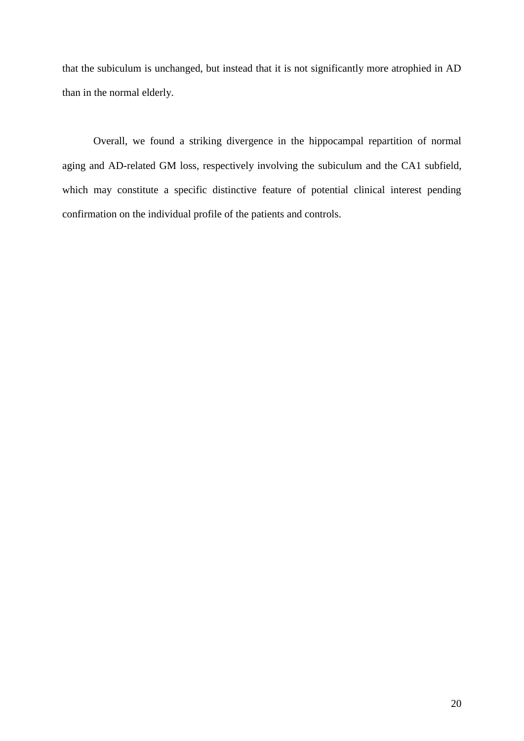that the subiculum is unchanged, but instead that it is not significantly more atrophied in AD than in the normal elderly.

Overall, we found a striking divergence in the hippocampal repartition of normal aging and AD-related GM loss, respectively involving the subiculum and the CA1 subfield, which may constitute a specific distinctive feature of potential clinical interest pending confirmation on the individual profile of the patients and controls.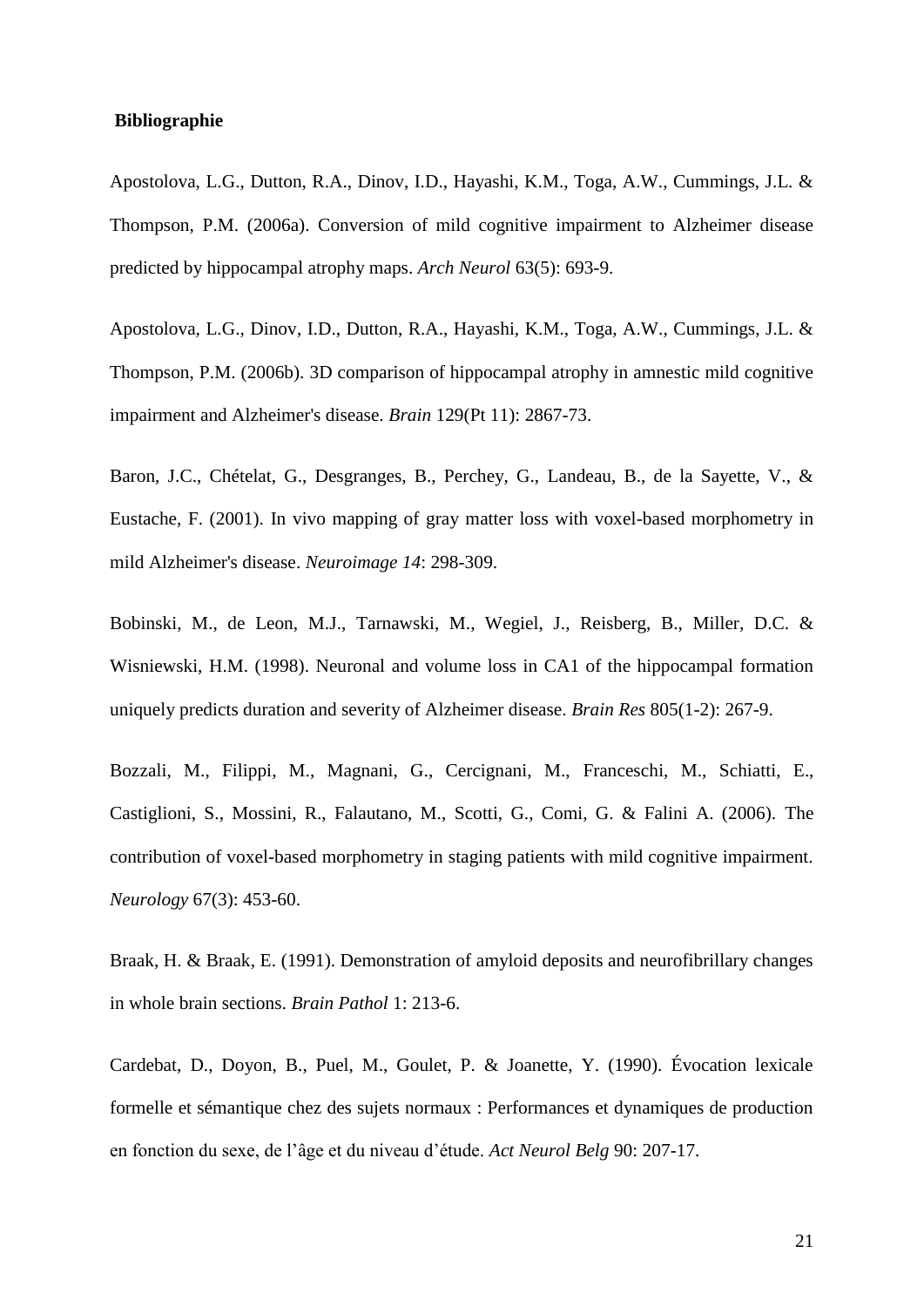**Bibliographie**

Apostolova, L.G., Dutton, R.A., Dinov, I.D., Hayashi, K.M., Toga, A.W., Cummings, J.L. & Thompson, P.M. (2006a). Conversion of mild cognitive impairment to Alzheimer disease predicted by hippocampal atrophy maps. *Arch Neurol* 63(5): 693-9.

Apostolova, L.G., Dinov, I.D., Dutton, R.A., Hayashi, K.M., Toga, A.W., Cummings, J.L. & Thompson, P.M. (2006b). 3D comparison of hippocampal atrophy in amnestic mild cognitive impairment and Alzheimer's disease. *Brain* 129(Pt 11): 2867-73.

Baron, J.C., Chételat, G., Desgranges, B., Perchey, G., Landeau, B., de la Sayette, V., & Eustache, F. (2001). In vivo mapping of gray matter loss with voxel-based morphometry in mild Alzheimer's disease. *Neuroimage 14*: 298-309.

Bobinski, M., de Leon, M.J., Tarnawski, M., Wegiel, J., Reisberg, B., Miller, D.C. & Wisniewski, H.M. (1998). Neuronal and volume loss in CA1 of the hippocampal formation uniquely predicts duration and severity of Alzheimer disease. *Brain Res* 805(1-2): 267-9.

Bozzali, M., Filippi, M., Magnani, G., Cercignani, M., Franceschi, M., Schiatti, E., Castiglioni, S., Mossini, R., Falautano, M., Scotti, G., Comi, G. & Falini A. (2006). The contribution of voxel-based morphometry in staging patients with mild cognitive impairment. *Neurology* 67(3): 453-60.

Braak, H. & Braak, E. (1991). Demonstration of amyloid deposits and neurofibrillary changes in whole brain sections. *Brain Pathol* 1: 213-6.

Cardebat, D., Doyon, B., Puel, M., Goulet, P. & Joanette, Y. (1990). Évocation lexicale formelle et sémantique chez des sujets normaux : Performances et dynamiques de production en fonction du sexe, de l'âge et du niveau d'étude. *Act Neurol Belg* 90: 207-17.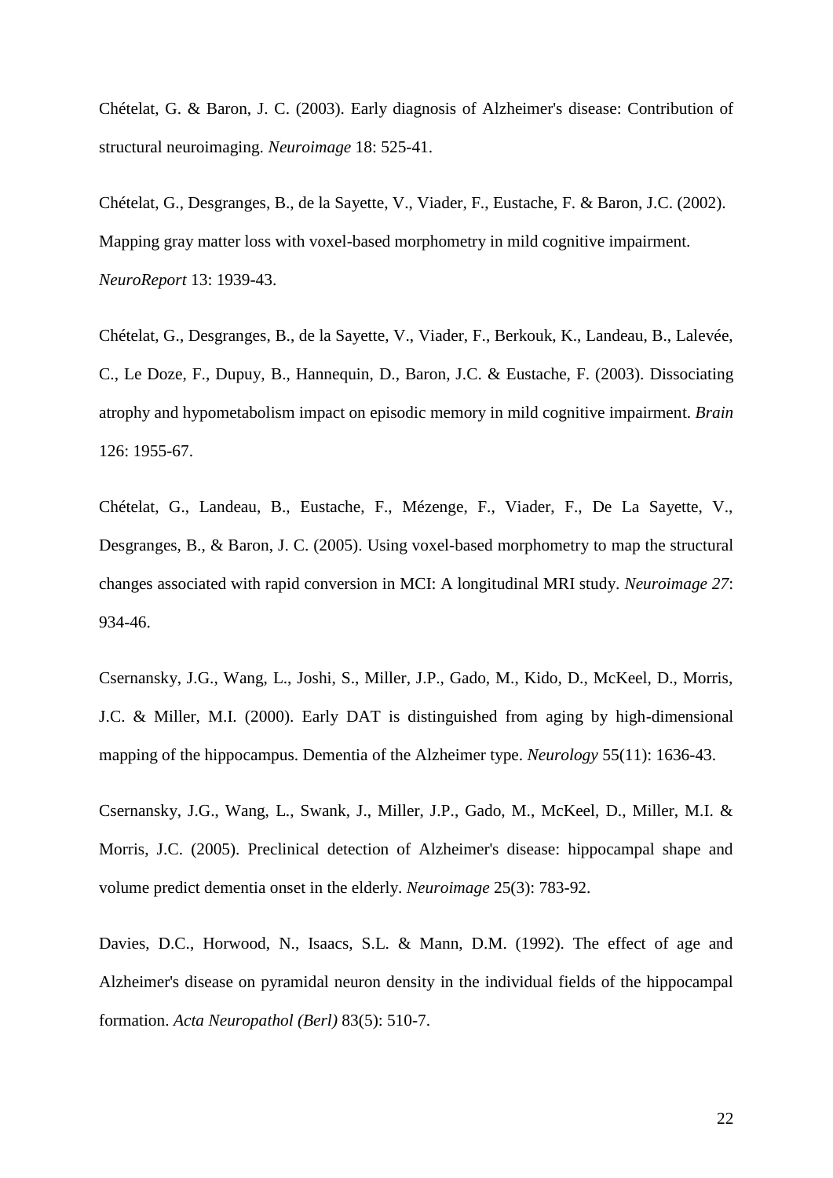Chételat, G. & Baron, J. C. (2003). Early diagnosis of Alzheimer's disease: Contribution of structural neuroimaging. *Neuroimage* 18: 525-41.

Chételat, G., Desgranges, B., de la Sayette, V., Viader, F., Eustache, F. & Baron, J.C. (2002). Mapping gray matter loss with voxel-based morphometry in mild cognitive impairment. *NeuroReport* 13: 1939-43.

Chételat, G., Desgranges, B., de la Sayette, V., Viader, F., Berkouk, K., Landeau, B., Lalevée, C., Le Doze, F., Dupuy, B., Hannequin, D., Baron, J.C. & Eustache, F. (2003). Dissociating atrophy and hypometabolism impact on episodic memory in mild cognitive impairment. *Brain* 126: 1955-67.

Chételat, G., Landeau, B., Eustache, F., Mézenge, F., Viader, F., De La Sayette, V., Desgranges, B., & Baron, J. C. (2005). Using voxel-based morphometry to map the structural changes associated with rapid conversion in MCI: A longitudinal MRI study. *Neuroimage 27*: 934-46.

Csernansky, J.G., Wang, L., Joshi, S., Miller, J.P., Gado, M., Kido, D., McKeel, D., Morris, J.C. & Miller, M.I. (2000). Early DAT is distinguished from aging by high-dimensional mapping of the hippocampus. Dementia of the Alzheimer type. *Neurology* 55(11): 1636-43.

Csernansky, J.G., Wang, L., Swank, J., Miller, J.P., Gado, M., McKeel, D., Miller, M.I. & Morris, J.C. (2005). Preclinical detection of Alzheimer's disease: hippocampal shape and volume predict dementia onset in the elderly. *Neuroimage* 25(3): 783-92.

Davies, D.C., Horwood, N., Isaacs, S.L. & Mann, D.M. (1992). The effect of age and Alzheimer's disease on pyramidal neuron density in the individual fields of the hippocampal formation. *Acta Neuropathol (Berl)* 83(5): 510-7.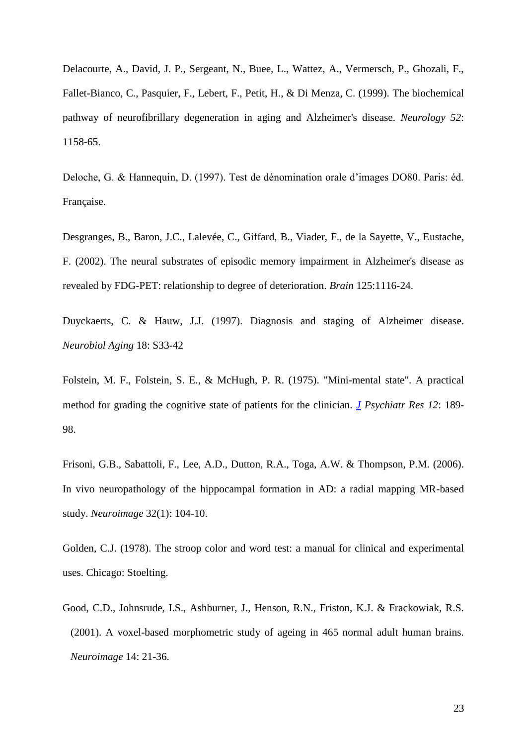Delacourte, A., David, J. P., Sergeant, N., Buee, L., Wattez, A., Vermersch, P., Ghozali, F., Fallet-Bianco, C., Pasquier, F., Lebert, F., Petit, H., & Di Menza, C. (1999). The biochemical pathway of neurofibrillary degeneration in aging and Alzheimer's disease. *Neurology 52*: 1158-65.

Deloche, G. & Hannequin, D. (1997). Test de dénomination orale d'images DO80. Paris: éd. Française.

Desgranges, B., Baron, J.C., Lalevée, C., Giffard, B., Viader, F., de la Sayette, V., Eustache, F. (2002). The neural substrates of episodic memory impairment in Alzheimer's disease as revealed by FDG-PET: relationship to degree of deterioration. *Brain* 125:1116-24.

Duyckaerts, C. & Hauw, J.J. (1997). Diagnosis and staging of Alzheimer disease. *Neurobiol Aging* 18: S33-42

Folstein, M. F., Folstein, S. E., & McHugh, P. R. (1975). "Mini-mental state". A practical method for grading the cognitive state of patients for the clinician. *J Psychiatr Res 12*: 189-98.

Frisoni, G.B., Sabattoli, F., Lee, A.D., Dutton, R.A., Toga, A.W. & Thompson, P.M. (2006). In vivo neuropathology of the hippocampal formation in AD: a radial mapping MR-based study. *Neuroimage* 32(1): 104-10.

Golden, C.J. (1978). The stroop color and word test: a manual for clinical and experimental uses. Chicago: Stoelting.

Good, C.D., Johnsrude, I.S., Ashburner, J., Henson, R.N., Friston, K.J. & Frackowiak, R.S. (2001). A voxel-based morphometric study of ageing in 465 normal adult human brains. *Neuroimage* 14: 21-36.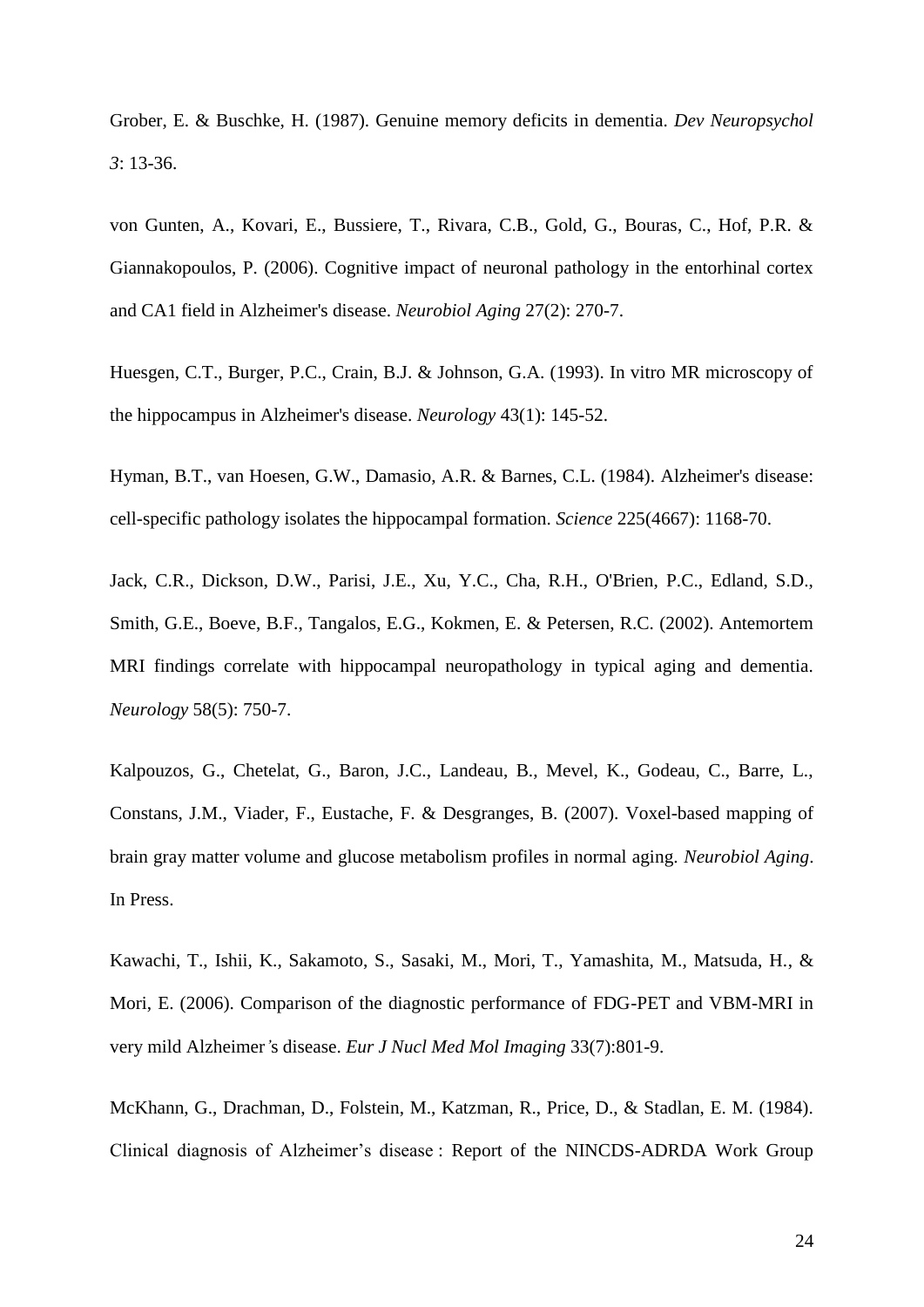Grober, E. & Buschke, H. (1987). Genuine memory deficits in dementia. *Dev Neuropsychol 3*: 13-36.

von Gunten, A., Kovari, E., Bussiere, T., Rivara, C.B., Gold, G., Bouras, C., Hof, P.R. & Giannakopoulos, P. (2006). Cognitive impact of neuronal pathology in the entorhinal cortex and CA1 field in Alzheimer's disease. *Neurobiol Aging* 27(2): 270-7.

Huesgen, C.T., Burger, P.C., Crain, B.J. & Johnson, G.A. (1993). In vitro MR microscopy of the hippocampus in Alzheimer's disease. *Neurology* 43(1): 145-52.

Hyman, B.T., van Hoesen, G.W., Damasio, A.R. & Barnes, C.L. (1984). Alzheimer's disease: cell-specific pathology isolates the hippocampal formation. *Science* 225(4667): 1168-70.

Jack, C.R., Dickson, D.W., Parisi, J.E., Xu, Y.C., Cha, R.H., O'Brien, P.C., Edland, S.D., Smith, G.E., Boeve, B.F., Tangalos, E.G., Kokmen, E. & Petersen, R.C. (2002). Antemortem MRI findings correlate with hippocampal neuropathology in typical aging and dementia. *Neurology* 58(5): 750-7.

Kalpouzos, G., Chetelat, G., Baron, J.C., Landeau, B., Mevel, K., Godeau, C., Barre, L., Constans, J.M., Viader, F., Eustache, F. & Desgranges, B. (2007). Voxel-based mapping of brain gray matter volume and glucose metabolism profiles in normal aging. *Neurobiol Aging*. In Press.

Kawachi, T., Ishii, K., Sakamoto, S., Sasaki, M., Mori, T., Yamashita, M., Matsuda, H., & Mori, E. (2006). Comparison of the diagnostic performance of FDG-PET and VBM-MRI in very mild Alzheimer's disease. *Eur J Nucl Med Mol Imaging* 33(7):801-9.

McKhann, G., Drachman, D., Folstein, M., Katzman, R., Price, D., & Stadlan, E. M. (1984). Clinical diagnosis of Alzheimer's disease : Report of the NINCDS-ADRDA Work Group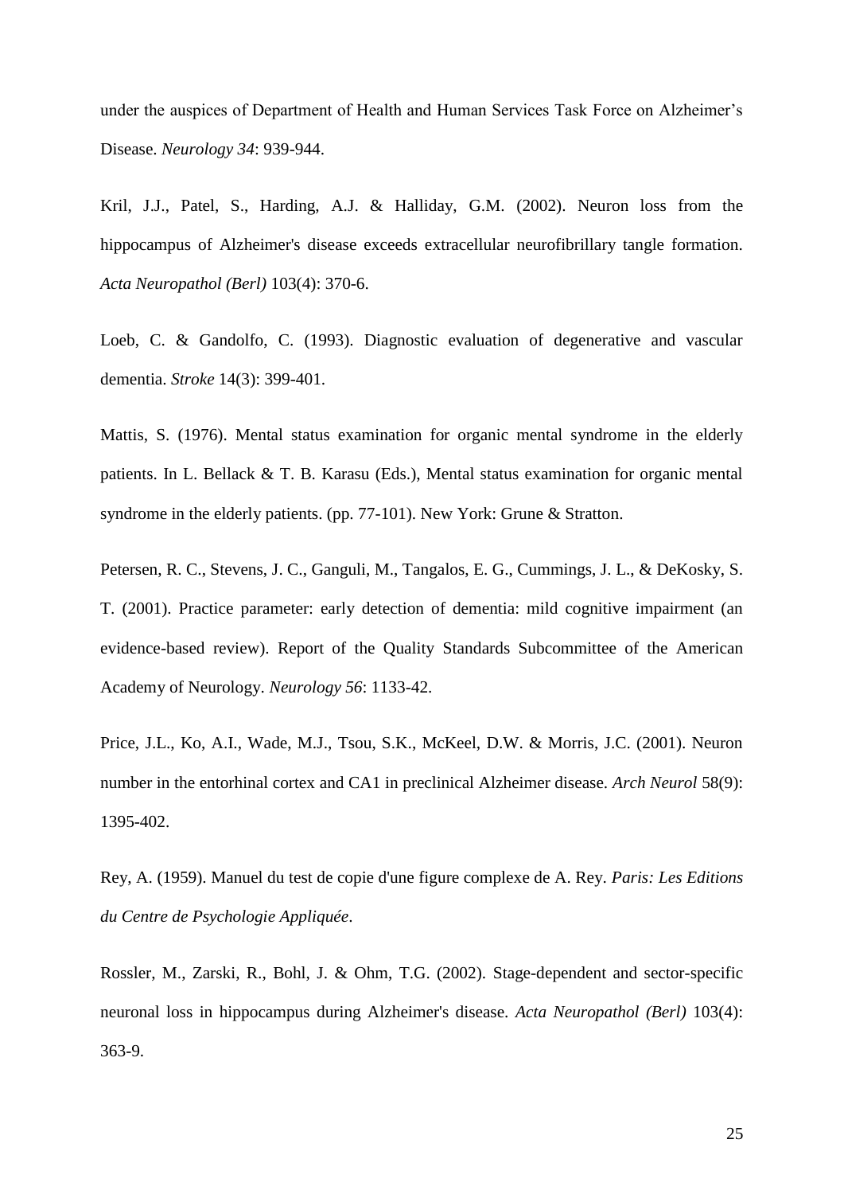under the auspices of Department of Health and Human Services Task Force on Alzheimer's Disease. *Neurology 34*: 939-944.

Kril, J.J., Patel, S., Harding, A.J. & Halliday, G.M. (2002). Neuron loss from the hippocampus of Alzheimer's disease exceeds extracellular neurofibrillary tangle formation. *Acta Neuropathol (Berl)* 103(4): 370-6.

Loeb, C. & Gandolfo, C. (1993). Diagnostic evaluation of degenerative and vascular dementia. *Stroke* 14(3): 399-401.

Mattis, S. (1976). Mental status examination for organic mental syndrome in the elderly patients. In L. Bellack & T. B. Karasu (Eds.), Mental status examination for organic mental syndrome in the elderly patients. (pp. 77-101). New York: Grune & Stratton.

Petersen, R. C., Stevens, J. C., Ganguli, M., Tangalos, E. G., Cummings, J. L., & DeKosky, S. T. (2001). Practice parameter: early detection of dementia: mild cognitive impairment (an evidence-based review). Report of the Quality Standards Subcommittee of the American Academy of Neurology. *Neurology 56*: 1133-42.

Price, J.L., Ko, A.I., Wade, M.J., Tsou, S.K., McKeel, D.W. & Morris, J.C. (2001). Neuron number in the entorhinal cortex and CA1 in preclinical Alzheimer disease. *Arch Neurol* 58(9): 1395-402.

Rey, A. (1959). Manuel du test de copie d'une figure complexe de A. Rey. *Paris: Les Editions du Centre de Psychologie Appliquée*.

Rossler, M., Zarski, R., Bohl, J. & Ohm, T.G. (2002). Stage-dependent and sector-specific neuronal loss in hippocampus during Alzheimer's disease. *Acta Neuropathol (Berl)* 103(4): 363-9.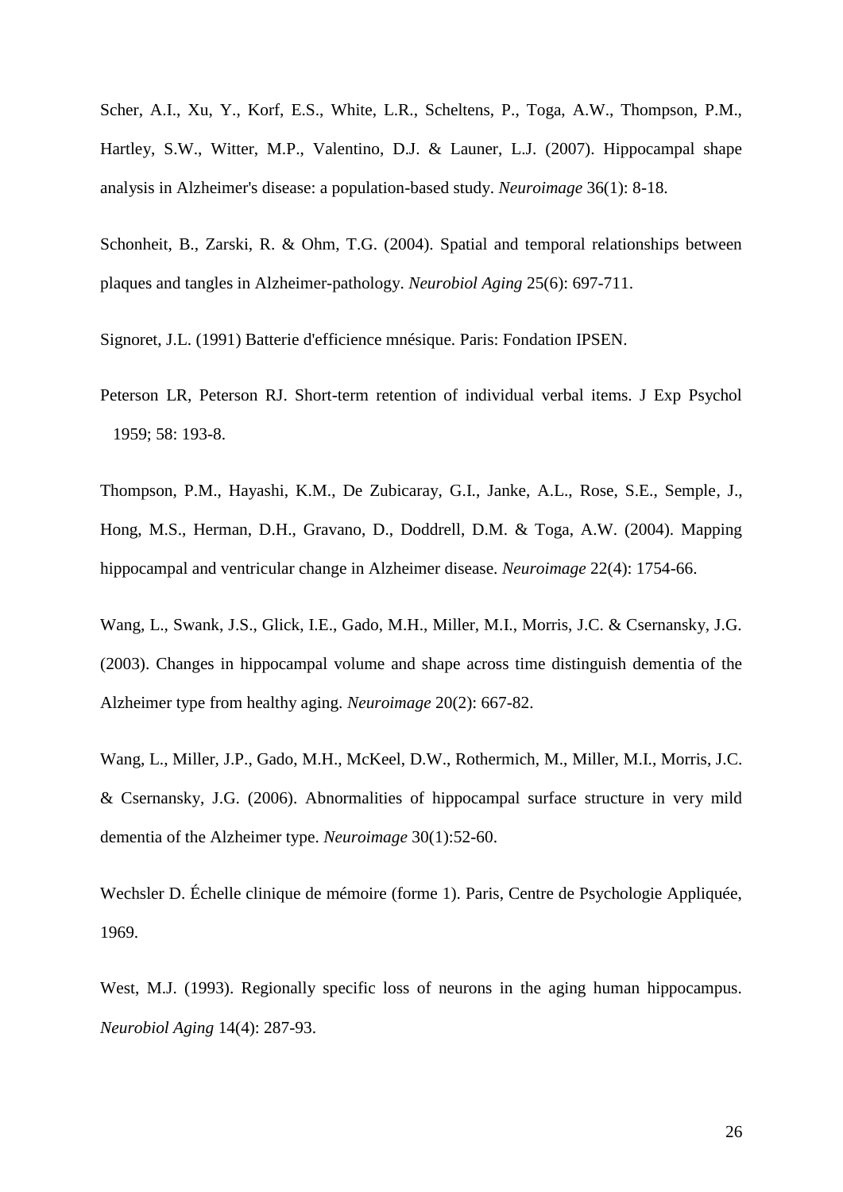Scher, A.I., Xu, Y., Korf, E.S., White, L.R., Scheltens, P., Toga, A.W., Thompson, P.M., Hartley, S.W., Witter, M.P., Valentino, D.J. & Launer, L.J. (2007). Hippocampal shape analysis in Alzheimer's disease: a population-based study. *Neuroimage* 36(1): 8-18.

Schonheit, B., Zarski, R. & Ohm, T.G. (2004). Spatial and temporal relationships between plaques and tangles in Alzheimer-pathology. *Neurobiol Aging* 25(6): 697-711.

Signoret, J.L. (1991) Batterie d'efficience mnésique. Paris: Fondation IPSEN.

Peterson LR, Peterson RJ. Short-term retention of individual verbal items. J Exp Psychol 1959; 58: 193-8.

Thompson, P.M., Hayashi, K.M., De Zubicaray, G.I., Janke, A.L., Rose, S.E., Semple, J., Hong, M.S., Herman, D.H., Gravano, D., Doddrell, D.M. & Toga, A.W. (2004). Mapping hippocampal and ventricular change in Alzheimer disease. *Neuroimage* 22(4): 1754-66.

Wang, L., Swank, J.S., Glick, I.E., Gado, M.H., Miller, M.I., Morris, J.C. & Csernansky, J.G. (2003). Changes in hippocampal volume and shape across time distinguish dementia of the Alzheimer type from healthy aging. *Neuroimage* 20(2): 667-82.

Wang, L., Miller, J.P., Gado, M.H., McKeel, D.W., Rothermich, M., Miller, M.I., Morris, J.C. & Csernansky, J.G. (2006). Abnormalities of hippocampal surface structure in very mild dementia of the Alzheimer type. *Neuroimage* 30(1):52-60.

Wechsler D. Échelle clinique de mémoire (forme 1). Paris, Centre de Psychologie Appliquée, 1969.

West, M.J. (1993). Regionally specific loss of neurons in the aging human hippocampus. *Neurobiol Aging* 14(4): 287-93.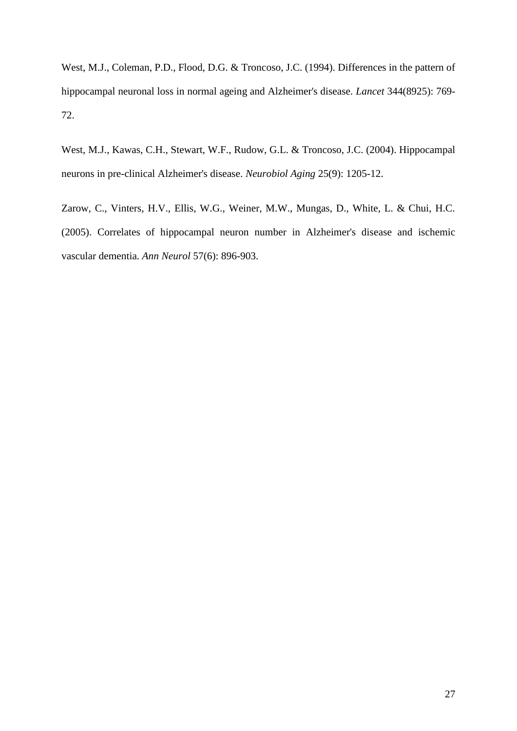West, M.J., Coleman, P.D., Flood, D.G. & Troncoso, J.C. (1994). Differences in the pattern of hippocampal neuronal loss in normal ageing and Alzheimer's disease. *Lancet* 344(8925): 769-72.

West, M.J., Kawas, C.H., Stewart, W.F., Rudow, G.L. & Troncoso, J.C. (2004). Hippocampal neurons in pre-clinical Alzheimer's disease. *Neurobiol Aging* 25(9): 1205-12.

Zarow, C., Vinters, H.V., Ellis, W.G., Weiner, M.W., Mungas, D., White, L. & Chui, H.C. (2005). Correlates of hippocampal neuron number in Alzheimer's disease and ischemic vascular dementia. *Ann Neurol* 57(6): 896-903.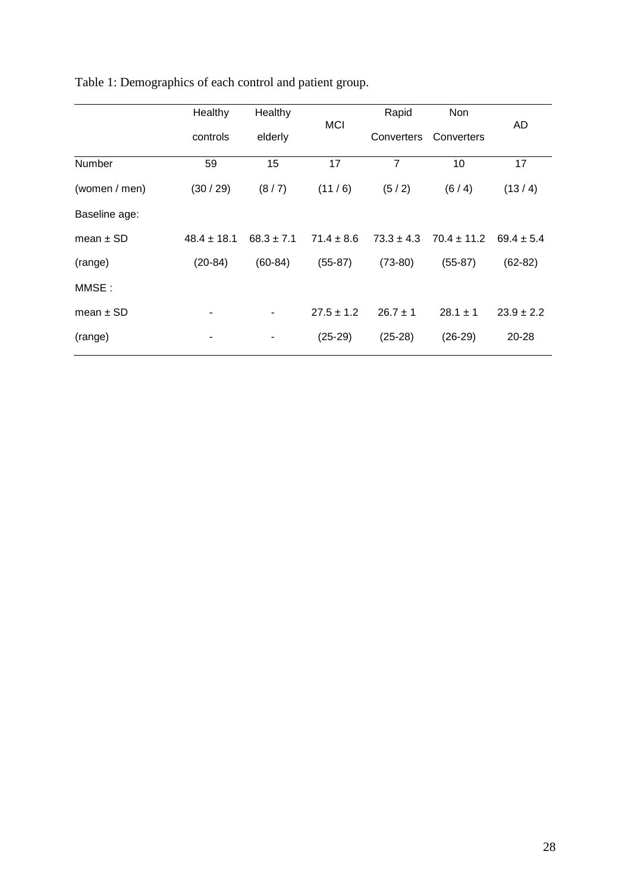Table 1: Demographics of each control and patient group.

| | Healthy controls | Healthy elderly | MCI | Rapid Converters | Non Converters | AD |
|---|---|---|---|---|---|---|
| Number | 59 | 15 | 17 | 7 | 10 | 17 |
| (women / men) | (30 / 29) | (8 / 7) | (11 / 6) | (5 / 2) | (6 / 4) | (13 / 4) |
| Baseline age: | | | | | | |
| mean ± SD | 48.4 ± 18.1 | 68.3 ± 7.1 | 71.4 ± 8.6 | 73.3 ± 4.3 | 70.4 ± 11.2 | 69.4 ± 5.4 |
| (range) | (20-84) | (60-84) | (55-87) | (73-80) | (55-87) | (62-82) |
| MMSE : | | | | | | |
| mean ± SD | - | - | 27.5 ± 1.2 | 26.7 ± 1 | 28.1 ± 1 | 23.9 ± 2.2 |
| (range) | - | - | (25-29) | (25-28) | (26-29) | 20-28 |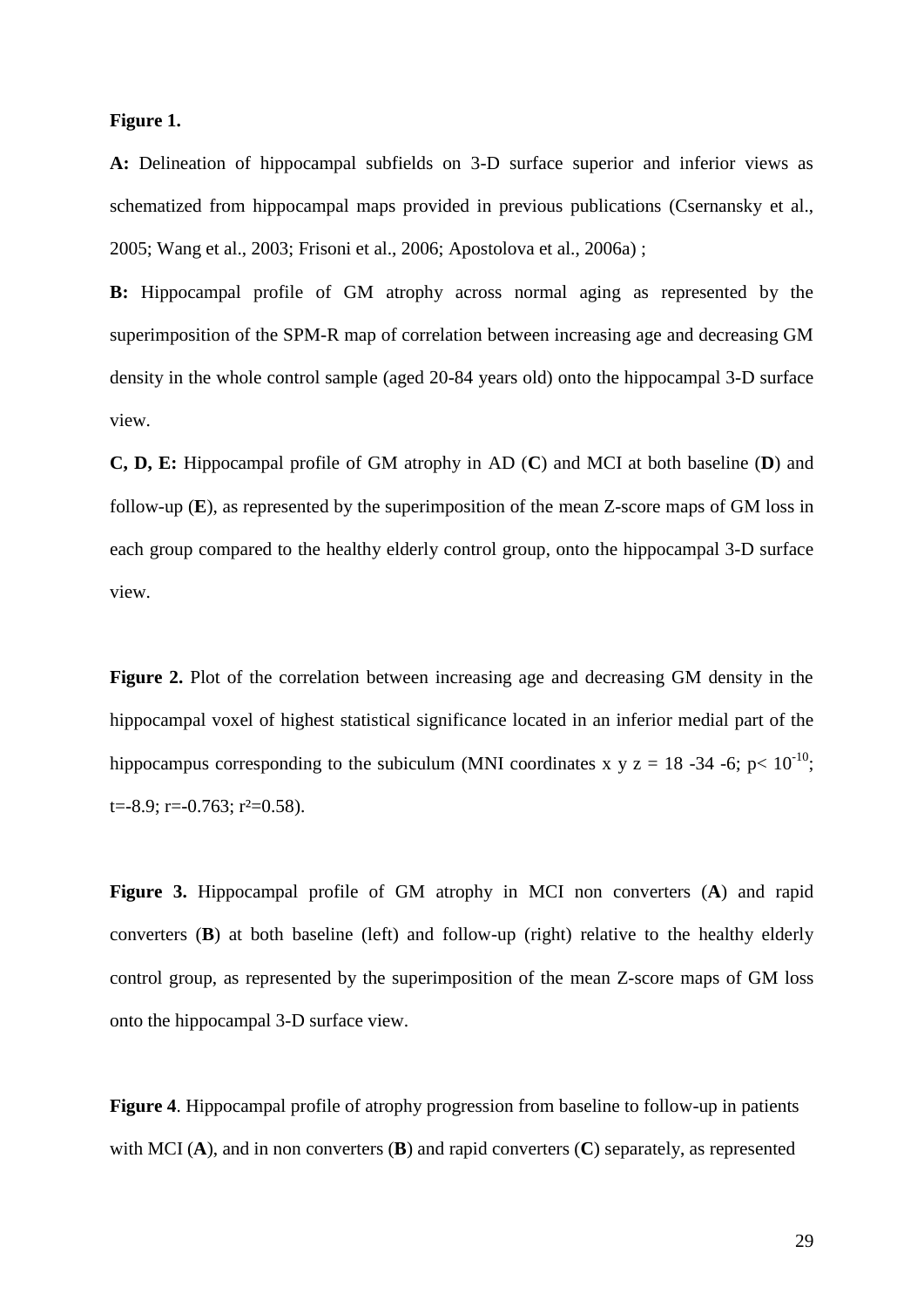**Figure 1.**

**A:** Delineation of hippocampal subfields on 3-D surface superior and inferior views as schematized from hippocampal maps provided in previous publications (Csernansky et al., 2005; Wang et al., 2003; Frisoni et al., 2006; Apostolova et al., 2006a) ;

**B:** Hippocampal profile of GM atrophy across normal aging as represented by the superimposition of the SPM-R map of correlation between increasing age and decreasing GM density in the whole control sample (aged 20-84 years old) onto the hippocampal 3-D surface view.

**C, D, E:** Hippocampal profile of GM atrophy in AD (**C**) and MCI at both baseline (**D**) and follow-up (**E**), as represented by the superimposition of the mean Z-score maps of GM loss in each group compared to the healthy elderly control group, onto the hippocampal 3-D surface view.

**Figure 2.** Plot of the correlation between increasing age and decreasing GM density in the hippocampal voxel of highest statistical significance located in an inferior medial part of the hippocampus corresponding to the subiculum (MNI coordinates x y z = 18 -34 -6; $p< 10^{-10}$; $t=-8.9$; $r=-0.763$; $r^2=0.58$).

**Figure 3.** Hippocampal profile of GM atrophy in MCI non converters (**A**) and rapid converters (**B**) at both baseline (left) and follow-up (right) relative to the healthy elderly control group, as represented by the superimposition of the mean Z-score maps of GM loss onto the hippocampal 3-D surface view.

**Figure 4**. Hippocampal profile of atrophy progression from baseline to follow-up in patients with MCI (**A**), and in non converters (**B**) and rapid converters (**C**) separately, as represented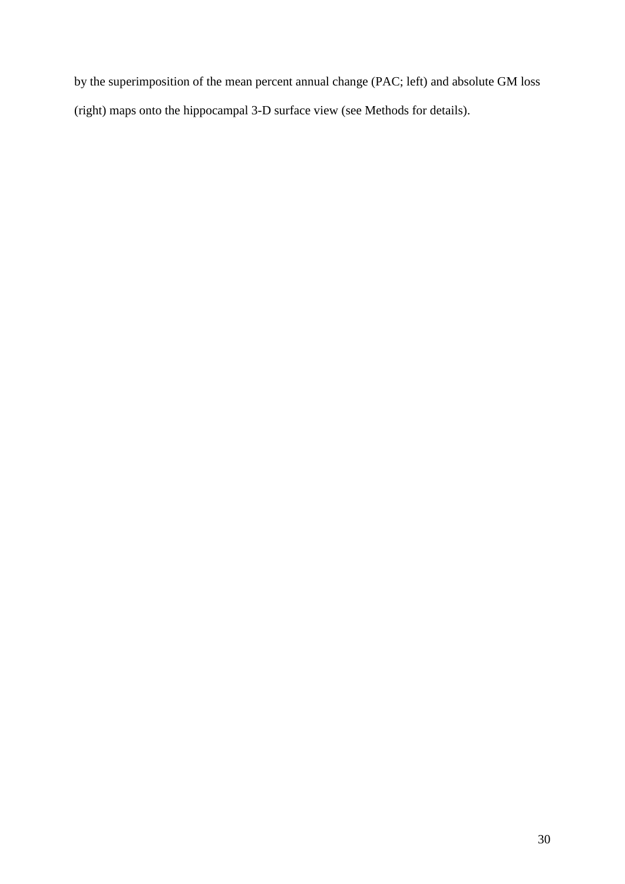by the superimposition of the mean percent annual change (PAC; left) and absolute GM loss (right) maps onto the hippocampal 3-D surface view (see Methods for details).